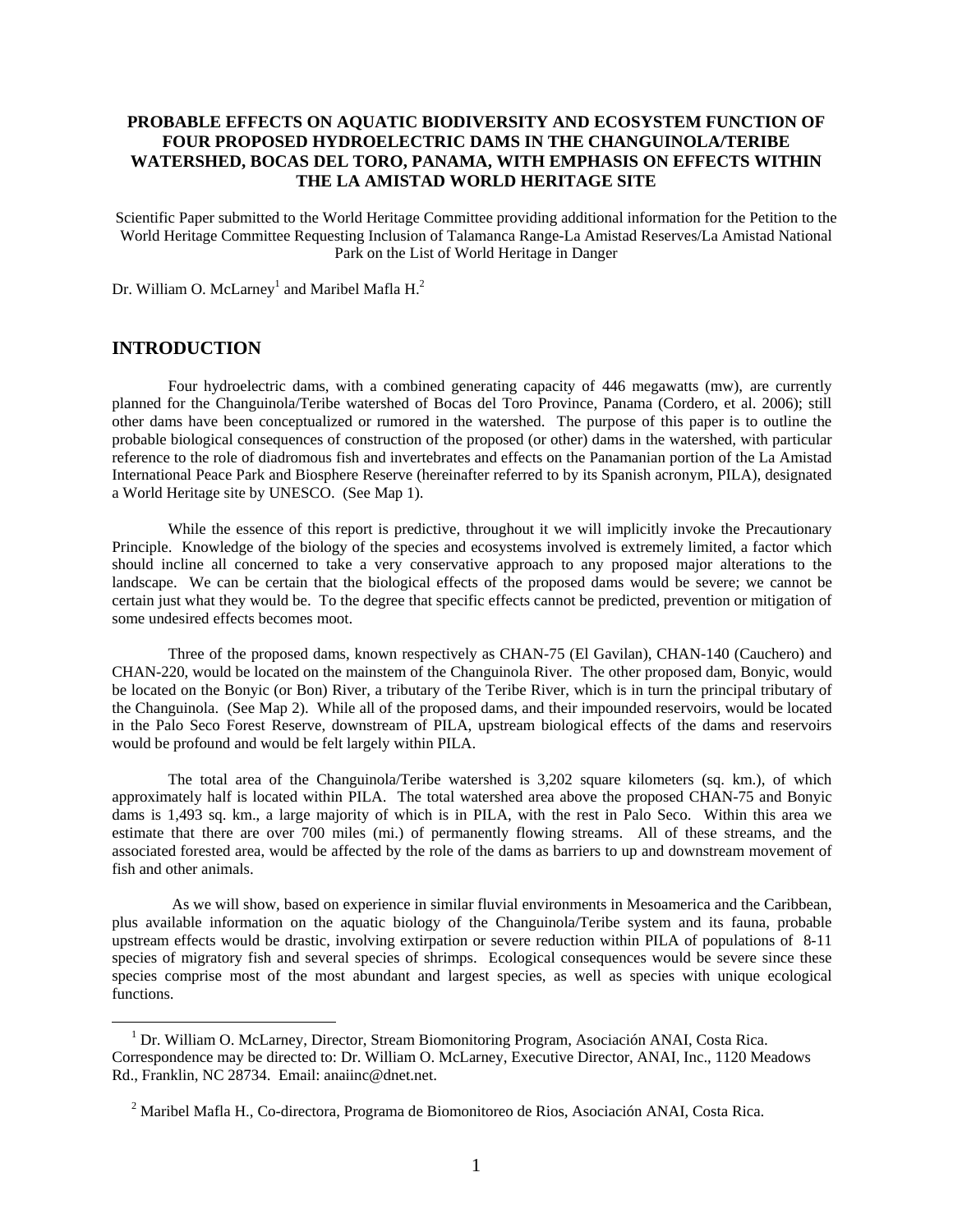# PROBABLE EFFECTS ON AQUATIC BIODIVERSITY AND ECOSYSTEM FUNCTION OF FOUR PROPOSED HYDROELECTRIC DAMS IN THE CHANGUINOLA/TERIBE WATERSHED, BOCAS DEL TORO, PANAMA, WITH EMPHASIS ON EFFECTS WITHIN THE LA AMISTAD WORLD HERITAGE SITE

Scientific Paper submitted to the World Heritage Committee providing additional information for the Petition to the World Heritage Committee Requesting Inclusion of Talamanca Range-La Amistad Reserves/La Amistad National Park on the List of World Heritage in Danger

Dr. William O. McLarney[1] and Maribel Mafla H.[2]

## INTRODUCTION

Four hydroelectric dams, with a combined generating capacity of 446 megawatts (mw), are currently planned for the Changuinola/Teribe watershed of Bocas del Toro Province, Panama (Cordero, et al. 2006); still other dams have been conceptualized or rumored in the watershed. The purpose of this paper is to outline the probable biological consequences of construction of the proposed (or other) dams in the watershed, with particular reference to the role of diadromous fish and invertebrates and effects on the Panamanian portion of the La Amistad International Peace Park and Biosphere Reserve (hereinafter referred to by its Spanish acronym, PILA), designated a World Heritage site by UNESCO. (See Map 1).

While the essence of this report is predictive, throughout it we will implicitly invoke the Precautionary Principle. Knowledge of the biology of the species and ecosystems involved is extremely limited, a factor which should incline all concerned to take a very conservative approach to any proposed major alterations to the landscape. We can be certain that the biological effects of the proposed dams would be severe; we cannot be certain just what they would be. To the degree that specific effects cannot be predicted, prevention or mitigation of some undesired effects becomes moot.

Three of the proposed dams, known respectively as CHAN-75 (El Gavilan), CHAN-140 (Cauchero) and CHAN-220, would be located on the mainstem of the Changuinola River. The other proposed dam, Bonyic, would be located on the Bonyic (or Bon) River, a tributary of the Teribe River, which is in turn the principal tributary of the Changuinola. (See Map 2). While all of the proposed dams, and their impounded reservoirs, would be located in the Palo Seco Forest Reserve, downstream of PILA, upstream biological effects of the dams and reservoirs would be profound and would be felt largely within PILA.

The total area of the Changuinola/Teribe watershed is 3,202 square kilometers (sq. km.), of which approximately half is located within PILA. The total watershed area above the proposed CHAN-75 and Bonyic dams is 1,493 sq. km., a large majority of which is in PILA, with the rest in Palo Seco. Within this area we estimate that there are over 700 miles (mi.) of permanently flowing streams. All of these streams, and the associated forested area, would be affected by the role of the dams as barriers to up and downstream movement of fish and other animals.

As we will show, based on experience in similar fluvial environments in Mesoamerica and the Caribbean, plus available information on the aquatic biology of the Changuinola/Teribe system and its fauna, probable upstream effects would be drastic, involving extirpation or severe reduction within PILA of populations of 8-11 species of migratory fish and several species of shrimps. Ecological consequences would be severe since these species comprise most of the most abundant and largest species, as well as species with unique ecological functions.

---

[1] Dr. William O. McLarney, Director, Stream Biomonitoring Program, Asociación ANAI, Costa Rica. Correspondence may be directed to: Dr. William O. McLarney, Executive Director, ANAI, Inc., 1120 Meadows Rd., Franklin, NC 28734. Email: anaiinc@dnet.net.

[2] Maribel Mafla H., Co-directora, Programa de Biomonitoreo de Rios, Asociación ANAI, Costa Rica.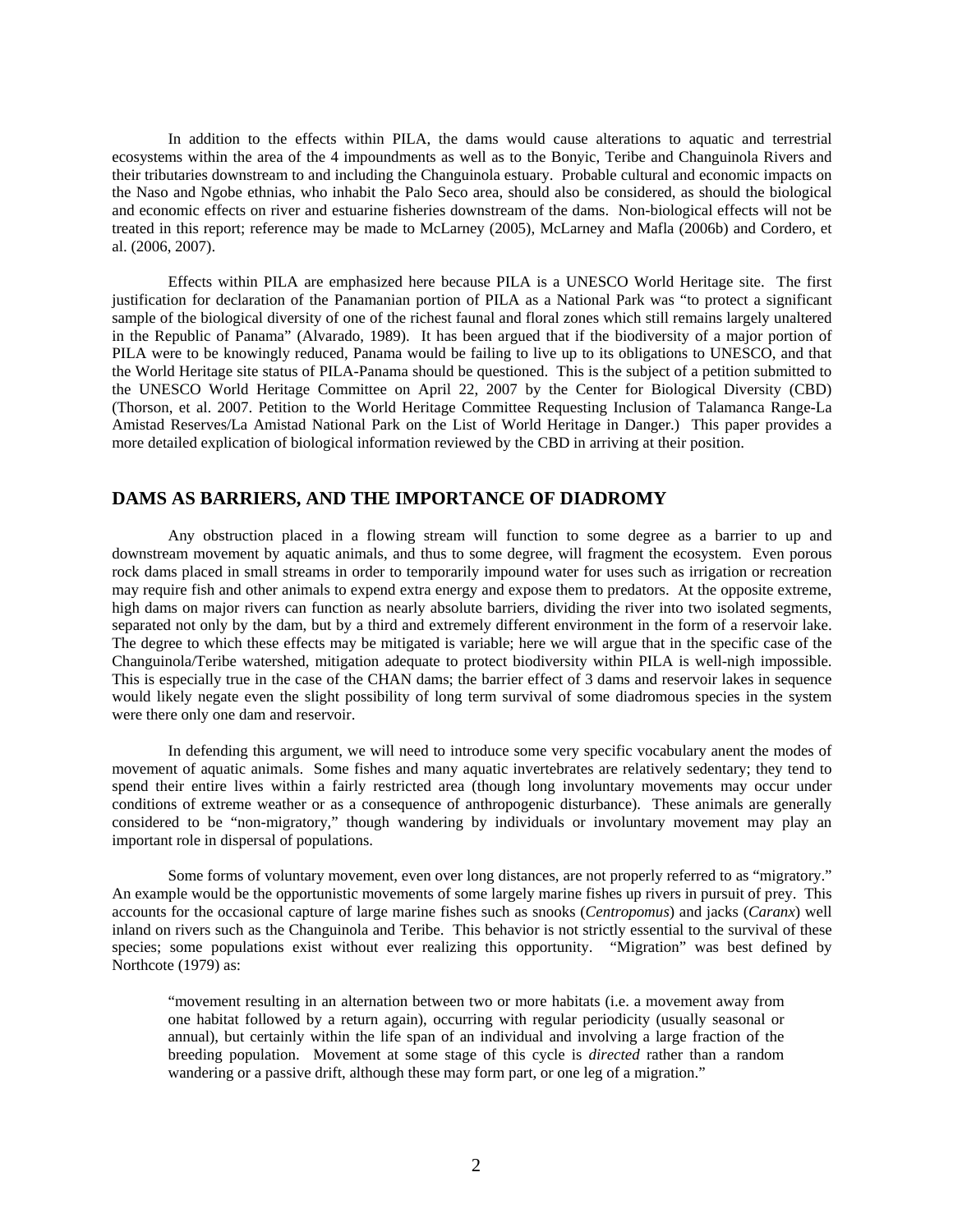In addition to the effects within PILA, the dams would cause alterations to aquatic and terrestrial ecosystems within the area of the 4 impoundments as well as to the Bonyic, Teribe and Changuinola Rivers and their tributaries downstream to and including the Changuinola estuary. Probable cultural and economic impacts on the Naso and Ngobe ethnias, who inhabit the Palo Seco area, should also be considered, as should the biological and economic effects on river and estuarine fisheries downstream of the dams. Non-biological effects will not be treated in this report; reference may be made to McLarney (2005), McLarney and Mafla (2006b) and Cordero, et al. (2006, 2007).

Effects within PILA are emphasized here because PILA is a UNESCO World Heritage site. The first justification for declaration of the Panamanian portion of PILA as a National Park was "to protect a significant sample of the biological diversity of one of the richest faunal and floral zones which still remains largely unaltered in the Republic of Panama" (Alvarado, 1989). It has been argued that if the biodiversity of a major portion of PILA were to be knowingly reduced, Panama would be failing to live up to its obligations to UNESCO, and that the World Heritage site status of PILA-Panama should be questioned. This is the subject of a petition submitted to the UNESCO World Heritage Committee on April 22, 2007 by the Center for Biological Diversity (CBD) (Thorson, et al. 2007. Petition to the World Heritage Committee Requesting Inclusion of Talamanca Range-La Amistad Reserves/La Amistad National Park on the List of World Heritage in Danger.) This paper provides a more detailed explication of biological information reviewed by the CBD in arriving at their position.

## DAMS AS BARRIERS, AND THE IMPORTANCE OF DIADROMY

Any obstruction placed in a flowing stream will function to some degree as a barrier to up and downstream movement by aquatic animals, and thus to some degree, will fragment the ecosystem. Even porous rock dams placed in small streams in order to temporarily impound water for uses such as irrigation or recreation may require fish and other animals to expend extra energy and expose them to predators. At the opposite extreme, high dams on major rivers can function as nearly absolute barriers, dividing the river into two isolated segments, separated not only by the dam, but by a third and extremely different environment in the form of a reservoir lake. The degree to which these effects may be mitigated is variable; here we will argue that in the specific case of the Changuinola/Teribe watershed, mitigation adequate to protect biodiversity within PILA is well-nigh impossible. This is especially true in the case of the CHAN dams; the barrier effect of 3 dams and reservoir lakes in sequence would likely negate even the slight possibility of long term survival of some diadromous species in the system were there only one dam and reservoir.

In defending this argument, we will need to introduce some very specific vocabulary anent the modes of movement of aquatic animals. Some fishes and many aquatic invertebrates are relatively sedentary; they tend to spend their entire lives within a fairly restricted area (though long involuntary movements may occur under conditions of extreme weather or as a consequence of anthropogenic disturbance). These animals are generally considered to be "non-migratory," though wandering by individuals or involuntary movement may play an important role in dispersal of populations.

Some forms of voluntary movement, even over long distances, are not properly referred to as "migratory." An example would be the opportunistic movements of some largely marine fishes up rivers in pursuit of prey. This accounts for the occasional capture of large marine fishes such as snooks (*Centropomus*) and jacks (*Caranx*) well inland on rivers such as the Changuinola and Teribe. This behavior is not strictly essential to the survival of these species; some populations exist without ever realizing this opportunity. "Migration" was best defined by Northcote (1979) as:

> "movement resulting in an alternation between two or more habitats (i.e. a movement away from one habitat followed by a return again), occurring with regular periodicity (usually seasonal or annual), but certainly within the life span of an individual and involving a large fraction of the breeding population. Movement at some stage of this cycle is *directed* rather than a random wandering or a passive drift, although these may form part, or one leg of a migration."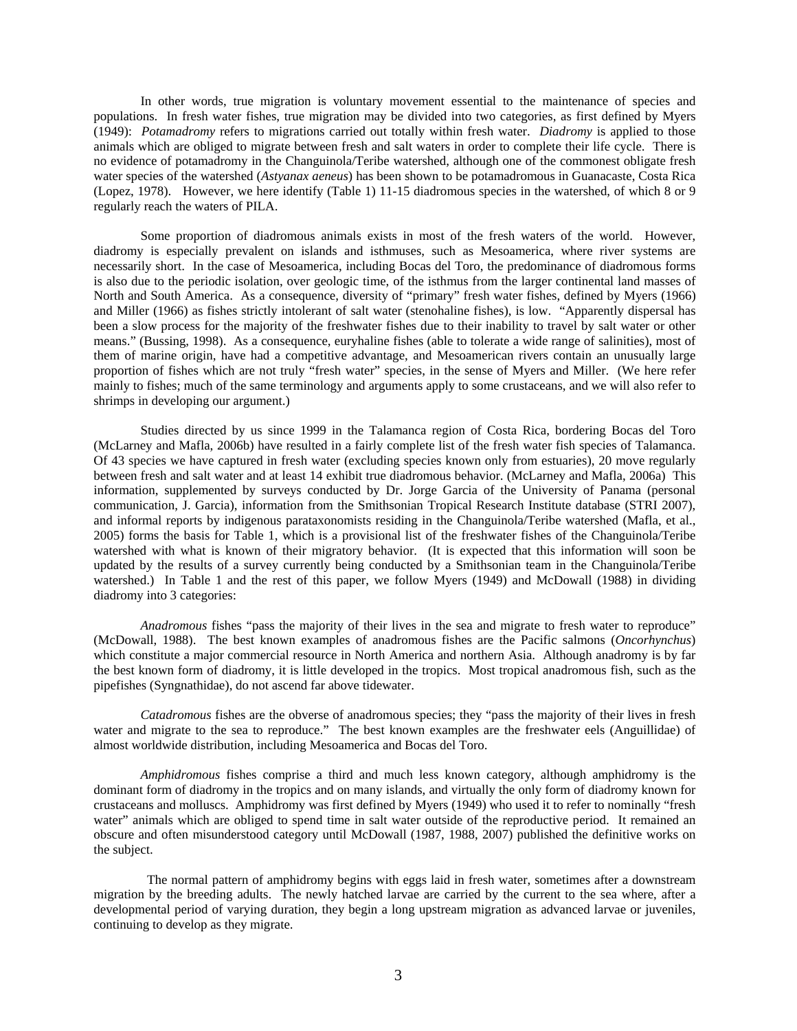In other words, true migration is voluntary movement essential to the maintenance of species and populations. In fresh water fishes, true migration may be divided into two categories, as first defined by Myers (1949): *Potamadromy* refers to migrations carried out totally within fresh water. *Diadromy* is applied to those animals which are obliged to migrate between fresh and salt waters in order to complete their life cycle. There is no evidence of potamadromy in the Changuinola/Teribe watershed, although one of the commonest obligate fresh water species of the watershed (*Astyanax aeneus*) has been shown to be potamadromous in Guanacaste, Costa Rica (Lopez, 1978). However, we here identify (Table 1) 11-15 diadromous species in the watershed, of which 8 or 9 regularly reach the waters of PILA.

Some proportion of diadromous animals exists in most of the fresh waters of the world. However, diadromy is especially prevalent on islands and isthmuses, such as Mesoamerica, where river systems are necessarily short. In the case of Mesoamerica, including Bocas del Toro, the predominance of diadromous forms is also due to the periodic isolation, over geologic time, of the isthmus from the larger continental land masses of North and South America. As a consequence, diversity of "primary" fresh water fishes, defined by Myers (1966) and Miller (1966) as fishes strictly intolerant of salt water (stenohaline fishes), is low. "Apparently dispersal has been a slow process for the majority of the freshwater fishes due to their inability to travel by salt water or other means." (Bussing, 1998). As a consequence, euryhaline fishes (able to tolerate a wide range of salinities), most of them of marine origin, have had a competitive advantage, and Mesoamerican rivers contain an unusually large proportion of fishes which are not truly "fresh water" species, in the sense of Myers and Miller. (We here refer mainly to fishes; much of the same terminology and arguments apply to some crustaceans, and we will also refer to shrimps in developing our argument.)

Studies directed by us since 1999 in the Talamanca region of Costa Rica, bordering Bocas del Toro (McLarney and Mafla, 2006b) have resulted in a fairly complete list of the fresh water fish species of Talamanca. Of 43 species we have captured in fresh water (excluding species known only from estuaries), 20 move regularly between fresh and salt water and at least 14 exhibit true diadromous behavior. (McLarney and Mafla, 2006a) This information, supplemented by surveys conducted by Dr. Jorge Garcia of the University of Panama (personal communication, J. Garcia), information from the Smithsonian Tropical Research Institute database (STRI 2007), and informal reports by indigenous parataxonomists residing in the Changuinola/Teribe watershed (Mafla, et al., 2005) forms the basis for Table 1, which is a provisional list of the freshwater fishes of the Changuinola/Teribe watershed with what is known of their migratory behavior. (It is expected that this information will soon be updated by the results of a survey currently being conducted by a Smithsonian team in the Changuinola/Teribe watershed.) In Table 1 and the rest of this paper, we follow Myers (1949) and McDowall (1988) in dividing diadromy into 3 categories:

*Anadromous* fishes "pass the majority of their lives in the sea and migrate to fresh water to reproduce" (McDowall, 1988). The best known examples of anadromous fishes are the Pacific salmons (*Oncorhynchus*) which constitute a major commercial resource in North America and northern Asia. Although anadromy is by far the best known form of diadromy, it is little developed in the tropics. Most tropical anadromous fish, such as the pipefishes (Syngnathidae), do not ascend far above tidewater.

*Catadromous* fishes are the obverse of anadromous species; they "pass the majority of their lives in fresh water and migrate to the sea to reproduce." The best known examples are the freshwater eels (Anguillidae) of almost worldwide distribution, including Mesoamerica and Bocas del Toro.

*Amphidromous* fishes comprise a third and much less known category, although amphidromy is the dominant form of diadromy in the tropics and on many islands, and virtually the only form of diadromy known for crustaceans and molluscs. Amphidromy was first defined by Myers (1949) who used it to refer to nominally "fresh water" animals which are obliged to spend time in salt water outside of the reproductive period. It remained an obscure and often misunderstood category until McDowall (1987, 1988, 2007) published the definitive works on the subject.

The normal pattern of amphidromy begins with eggs laid in fresh water, sometimes after a downstream migration by the breeding adults. The newly hatched larvae are carried by the current to the sea where, after a developmental period of varying duration, they begin a long upstream migration as advanced larvae or juveniles, continuing to develop as they migrate.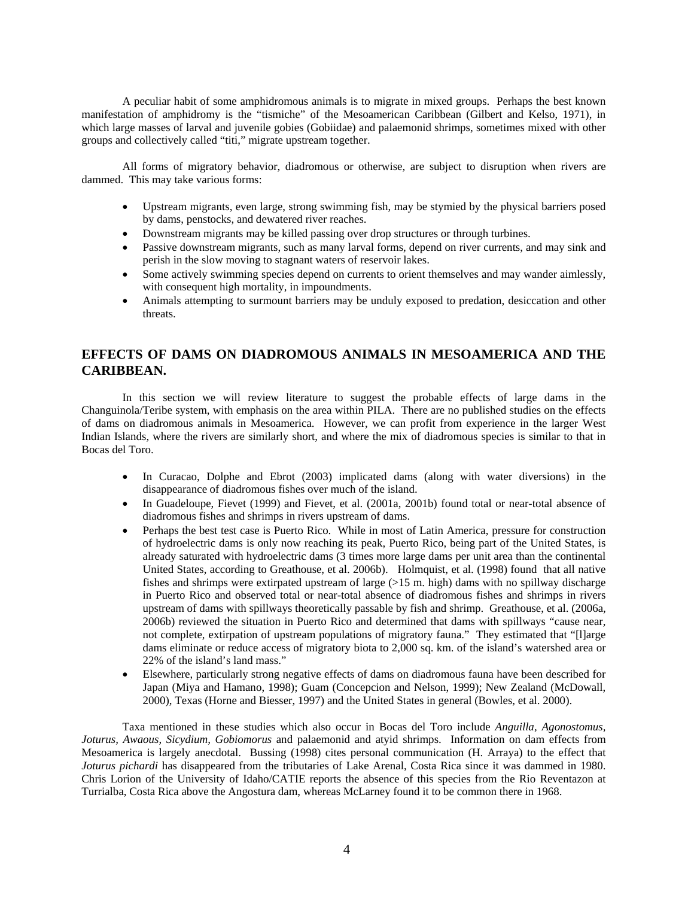A peculiar habit of some amphidromous animals is to migrate in mixed groups. Perhaps the best known manifestation of amphidromy is the "tismiche" of the Mesoamerican Caribbean (Gilbert and Kelso, 1971), in which large masses of larval and juvenile gobies (Gobiidae) and palaemonid shrimps, sometimes mixed with other groups and collectively called "titi," migrate upstream together.

All forms of migratory behavior, diadromous or otherwise, are subject to disruption when rivers are dammed. This may take various forms:

- Upstream migrants, even large, strong swimming fish, may be stymied by the physical barriers posed by dams, penstocks, and dewatered river reaches.
- Downstream migrants may be killed passing over drop structures or through turbines.
- Passive downstream migrants, such as many larval forms, depend on river currents, and may sink and perish in the slow moving to stagnant waters of reservoir lakes.
- Some actively swimming species depend on currents to orient themselves and may wander aimlessly, with consequent high mortality, in impoundments.
- Animals attempting to surmount barriers may be unduly exposed to predation, desiccation and other threats.

## EFFECTS OF DAMS ON DIADROMOUS ANIMALS IN MESOAMERICA AND THE CARIBBEAN.

In this section we will review literature to suggest the probable effects of large dams in the Changuinola/Teribe system, with emphasis on the area within PILA. There are no published studies on the effects of dams on diadromous animals in Mesoamerica. However, we can profit from experience in the larger West Indian Islands, where the rivers are similarly short, and where the mix of diadromous species is similar to that in Bocas del Toro.

- In Curacao, Dolphe and Ebrot (2003) implicated dams (along with water diversions) in the disappearance of diadromous fishes over much of the island.
- In Guadeloupe, Fievet (1999) and Fievet, et al. (2001a, 2001b) found total or near-total absence of diadromous fishes and shrimps in rivers upstream of dams.
- Perhaps the best test case is Puerto Rico. While in most of Latin America, pressure for construction of hydroelectric dams is only now reaching its peak, Puerto Rico, being part of the United States, is already saturated with hydroelectric dams (3 times more large dams per unit area than the continental United States, according to Greathouse, et al. 2006b). Holmquist, et al. (1998) found that all native fishes and shrimps were extirpated upstream of large (>15 m. high) dams with no spillway discharge in Puerto Rico and observed total or near-total absence of diadromous fishes and shrimps in rivers upstream of dams with spillways theoretically passable by fish and shrimp. Greathouse, et al. (2006a, 2006b) reviewed the situation in Puerto Rico and determined that dams with spillways "cause near, not complete, extirpation of upstream populations of migratory fauna." They estimated that "[l]arge dams eliminate or reduce access of migratory biota to 2,000 sq. km. of the island's watershed area or 22% of the island's land mass."
- Elsewhere, particularly strong negative effects of dams on diadromous fauna have been described for Japan (Miya and Hamano, 1998); Guam (Concepcion and Nelson, 1999); New Zealand (McDowall, 2000), Texas (Horne and Biesser, 1997) and the United States in general (Bowles, et al. 2000).

Taxa mentioned in these studies which also occur in Bocas del Toro include *Anguilla, Agonostomus, Joturus, Awaous, Sicydium, Gobiomorus* and palaemonid and atyid shrimps. Information on dam effects from Mesoamerica is largely anecdotal. Bussing (1998) cites personal communication (H. Arraya) to the effect that *Joturus pichardi* has disappeared from the tributaries of Lake Arenal, Costa Rica since it was dammed in 1980. Chris Lorion of the University of Idaho/CATIE reports the absence of this species from the Rio Reventazon at Turrialba, Costa Rica above the Angostura dam, whereas McLarney found it to be common there in 1968.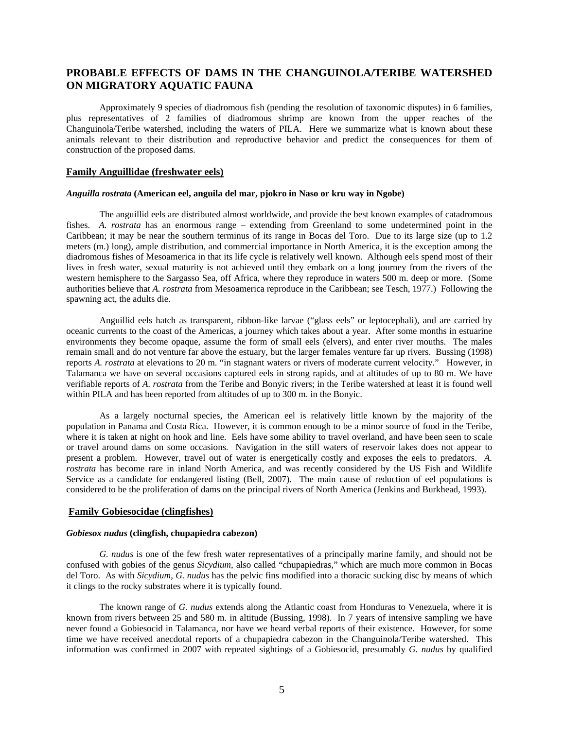## PROBABLE EFFECTS OF DAMS IN THE CHANGUINOLA/TERIBE WATERSHED ON MIGRATORY AQUATIC FAUNA

Approximately 9 species of diadromous fish (pending the resolution of taxonomic disputes) in 6 families, plus representatives of 2 families of diadromous shrimp are known from the upper reaches of the Changuinola/Teribe watershed, including the waters of PILA. Here we summarize what is known about these animals relevant to their distribution and reproductive behavior and predict the consequences for them of construction of the proposed dams.

### Family Anguillidae (freshwater eels)

#### *Anguilla rostrata* (American eel, anguila del mar, pjokro in Naso or kru way in Ngobe)

The anguillid eels are distributed almost worldwide, and provide the best known examples of catadromous fishes. *A. rostrata* has an enormous range – extending from Greenland to some undetermined point in the Caribbean; it may be near the southern terminus of its range in Bocas del Toro. Due to its large size (up to 1.2 meters (m.) long), ample distribution, and commercial importance in North America, it is the exception among the diadromous fishes of Mesoamerica in that its life cycle is relatively well known. Although eels spend most of their lives in fresh water, sexual maturity is not achieved until they embark on a long journey from the rivers of the western hemisphere to the Sargasso Sea, off Africa, where they reproduce in waters 500 m. deep or more. (Some authorities believe that *A. rostrata* from Mesoamerica reproduce in the Caribbean; see Tesch, 1977.) Following the spawning act, the adults die.

Anguillid eels hatch as transparent, ribbon-like larvae ("glass eels" or leptocephali), and are carried by oceanic currents to the coast of the Americas, a journey which takes about a year. After some months in estuarine environments they become opaque, assume the form of small eels (elvers), and enter river mouths. The males remain small and do not venture far above the estuary, but the larger females venture far up rivers. Bussing (1998) reports *A. rostrata* at elevations to 20 m. "in stagnant waters or rivers of moderate current velocity." However, in Talamanca we have on several occasions captured eels in strong rapids, and at altitudes of up to 80 m. We have verifiable reports of *A. rostrata* from the Teribe and Bonyic rivers; in the Teribe watershed at least it is found well within PILA and has been reported from altitudes of up to 300 m. in the Bonyic.

As a largely nocturnal species, the American eel is relatively little known by the majority of the population in Panama and Costa Rica. However, it is common enough to be a minor source of food in the Teribe, where it is taken at night on hook and line. Eels have some ability to travel overland, and have been seen to scale or travel around dams on some occasions. Navigation in the still waters of reservoir lakes does not appear to present a problem. However, travel out of water is energetically costly and exposes the eels to predators. *A. rostrata* has become rare in inland North America, and was recently considered by the US Fish and Wildlife Service as a candidate for endangered listing (Bell, 2007). The main cause of reduction of eel populations is considered to be the proliferation of dams on the principal rivers of North America (Jenkins and Burkhead, 1993).

### Family Gobiesocidae (clingfishes)

#### *Gobiesox nudus* (clingfish, chupapiedra cabezon)

*G. nudus* is one of the few fresh water representatives of a principally marine family, and should not be confused with gobies of the genus *Sicydium*, also called "chupapiedras," which are much more common in Bocas del Toro. As with *Sicydium*, *G. nudus* has the pelvic fins modified into a thoracic sucking disc by means of which it clings to the rocky substrates where it is typically found.

The known range of *G. nudus* extends along the Atlantic coast from Honduras to Venezuela, where it is known from rivers between 25 and 580 m. in altitude (Bussing, 1998). In 7 years of intensive sampling we have never found a Gobiesocid in Talamanca, nor have we heard verbal reports of their existence. However, for some time we have received anecdotal reports of a chupapiedra cabezon in the Changuinola/Teribe watershed. This information was confirmed in 2007 with repeated sightings of a Gobiesocid, presumably *G. nudus* by qualified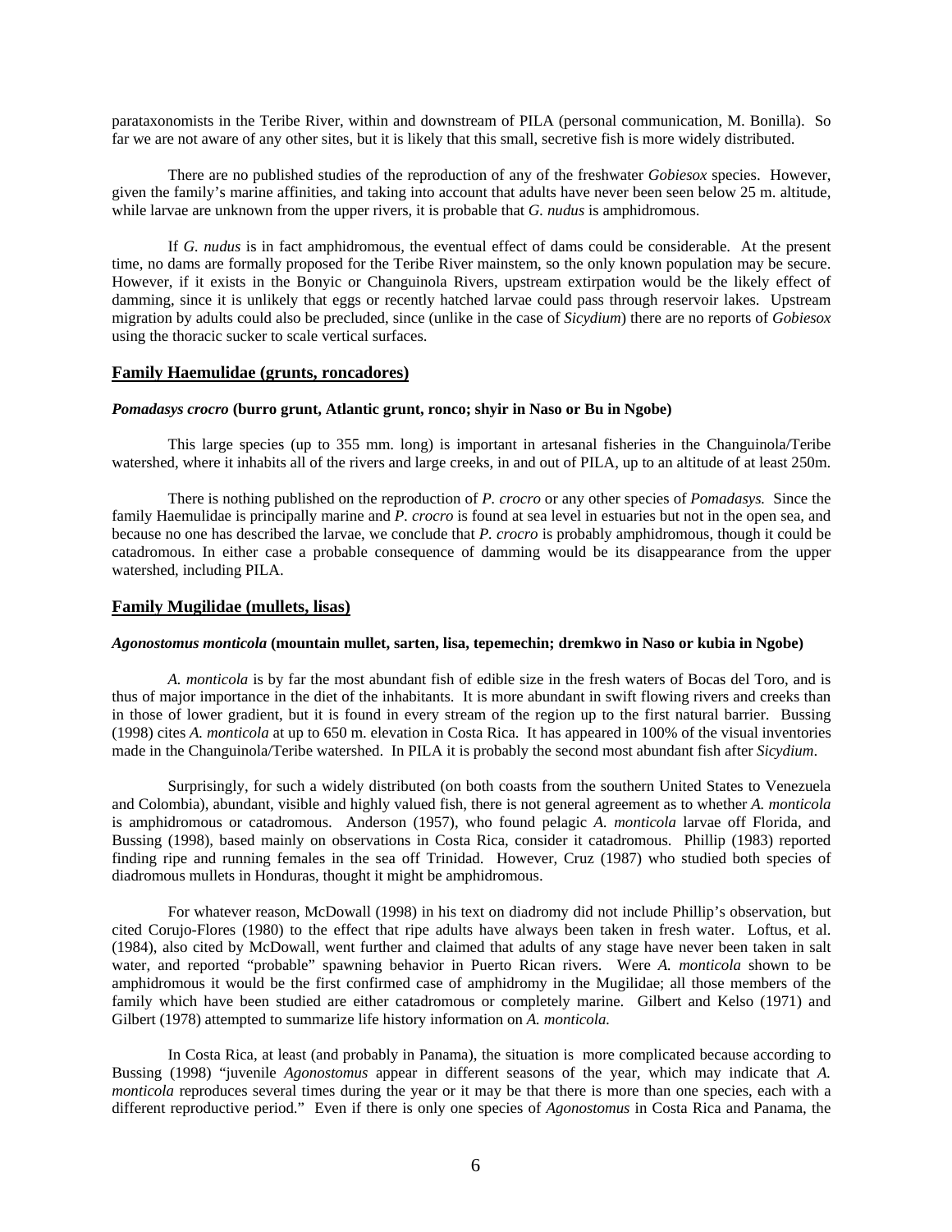parataxonomists in the Teribe River, within and downstream of PILA (personal communication, M. Bonilla). So far we are not aware of any other sites, but it is likely that this small, secretive fish is more widely distributed.

There are no published studies of the reproduction of any of the freshwater *Gobiesox* species. However, given the family's marine affinities, and taking into account that adults have never been seen below 25 m. altitude, while larvae are unknown from the upper rivers, it is probable that *G. nudus* is amphidromous.

If *G. nudus* is in fact amphidromous, the eventual effect of dams could be considerable. At the present time, no dams are formally proposed for the Teribe River mainstem, so the only known population may be secure. However, if it exists in the Bonyic or Changuinola Rivers, upstream extirpation would be the likely effect of damming, since it is unlikely that eggs or recently hatched larvae could pass through reservoir lakes. Upstream migration by adults could also be precluded, since (unlike in the case of *Sicydium*) there are no reports of *Gobiesox* using the thoracic sucker to scale vertical surfaces.

## Family Haemulidae (grunts, roncadores)

### *Pomadasys crocro* (burro grunt, Atlantic grunt, ronco; shyir in Naso or Bu in Ngobe)

This large species (up to 355 mm. long) is important in artesanal fisheries in the Changuinola/Teribe watershed, where it inhabits all of the rivers and large creeks, in and out of PILA, up to an altitude of at least 250m.

There is nothing published on the reproduction of *P. crocro* or any other species of *Pomadasys.* Since the family Haemulidae is principally marine and *P. crocro* is found at sea level in estuaries but not in the open sea, and because no one has described the larvae, we conclude that *P. crocro* is probably amphidromous, though it could be catadromous. In either case a probable consequence of damming would be its disappearance from the upper watershed, including PILA.

## Family Mugilidae (mullets, lisas)

### *Agonostomus monticola* (mountain mullet, sarten, lisa, tepemechin; dremkwo in Naso or kubia in Ngobe)

*A. monticola* is by far the most abundant fish of edible size in the fresh waters of Bocas del Toro, and is thus of major importance in the diet of the inhabitants. It is more abundant in swift flowing rivers and creeks than in those of lower gradient, but it is found in every stream of the region up to the first natural barrier. Bussing (1998) cites *A. monticola* at up to 650 m. elevation in Costa Rica. It has appeared in 100% of the visual inventories made in the Changuinola/Teribe watershed. In PILA it is probably the second most abundant fish after *Sicydium*.

Surprisingly, for such a widely distributed (on both coasts from the southern United States to Venezuela and Colombia), abundant, visible and highly valued fish, there is not general agreement as to whether *A. monticola* is amphidromous or catadromous. Anderson (1957), who found pelagic *A. monticola* larvae off Florida, and Bussing (1998), based mainly on observations in Costa Rica, consider it catadromous. Phillip (1983) reported finding ripe and running females in the sea off Trinidad. However, Cruz (1987) who studied both species of diadromous mullets in Honduras, thought it might be amphidromous.

For whatever reason, McDowall (1998) in his text on diadromy did not include Phillip's observation, but cited Corujo-Flores (1980) to the effect that ripe adults have always been taken in fresh water. Loftus, et al. (1984), also cited by McDowall, went further and claimed that adults of any stage have never been taken in salt water, and reported "probable" spawning behavior in Puerto Rican rivers. Were *A. monticola* shown to be amphidromous it would be the first confirmed case of amphidromy in the Mugilidae; all those members of the family which have been studied are either catadromous or completely marine. Gilbert and Kelso (1971) and Gilbert (1978) attempted to summarize life history information on *A. monticola.*

In Costa Rica, at least (and probably in Panama), the situation is more complicated because according to Bussing (1998) "juvenile *Agonostomus* appear in different seasons of the year, which may indicate that *A. monticola* reproduces several times during the year or it may be that there is more than one species, each with a different reproductive period." Even if there is only one species of *Agonostomus* in Costa Rica and Panama, the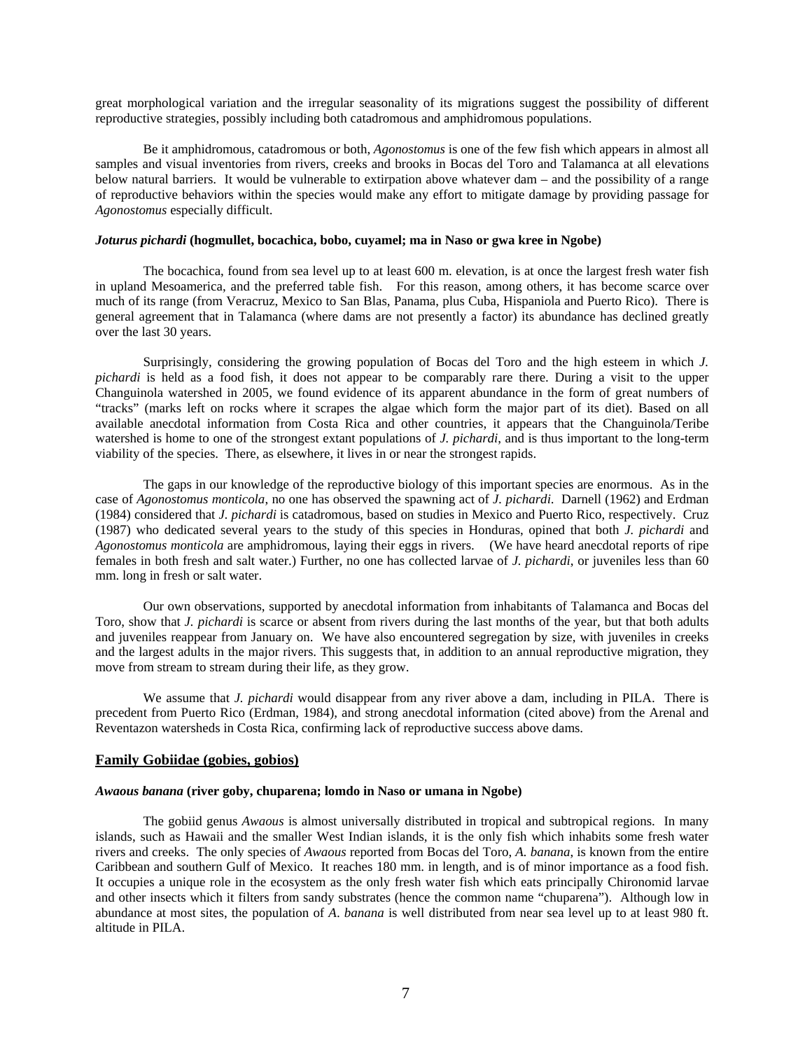great morphological variation and the irregular seasonality of its migrations suggest the possibility of different reproductive strategies, possibly including both catadromous and amphidromous populations.

Be it amphidromous, catadromous or both, *Agonostomus* is one of the few fish which appears in almost all samples and visual inventories from rivers, creeks and brooks in Bocas del Toro and Talamanca at all elevations below natural barriers. It would be vulnerable to extirpation above whatever dam – and the possibility of a range of reproductive behaviors within the species would make any effort to mitigate damage by providing passage for *Agonostomus* especially difficult.

***Joturus pichardi* (hogmullet, bocachica, bobo, cuyamel; ma in Naso or gwa kree in Ngobe)**

The bocachica, found from sea level up to at least 600 m. elevation, is at once the largest fresh water fish in upland Mesoamerica, and the preferred table fish. For this reason, among others, it has become scarce over much of its range (from Veracruz, Mexico to San Blas, Panama, plus Cuba, Hispaniola and Puerto Rico). There is general agreement that in Talamanca (where dams are not presently a factor) its abundance has declined greatly over the last 30 years.

Surprisingly, considering the growing population of Bocas del Toro and the high esteem in which *J. pichardi* is held as a food fish, it does not appear to be comparably rare there. During a visit to the upper Changuinola watershed in 2005, we found evidence of its apparent abundance in the form of great numbers of "tracks" (marks left on rocks where it scrapes the algae which form the major part of its diet). Based on all available anecdotal information from Costa Rica and other countries, it appears that the Changuinola/Teribe watershed is home to one of the strongest extant populations of *J. pichardi*, and is thus important to the long-term viability of the species. There, as elsewhere, it lives in or near the strongest rapids.

The gaps in our knowledge of the reproductive biology of this important species are enormous. As in the case of *Agonostomus monticola*, no one has observed the spawning act of *J. pichardi.* Darnell (1962) and Erdman (1984) considered that *J. pichardi* is catadromous, based on studies in Mexico and Puerto Rico, respectively. Cruz (1987) who dedicated several years to the study of this species in Honduras, opined that both *J. pichardi* and *Agonostomus monticola* are amphidromous, laying their eggs in rivers. (We have heard anecdotal reports of ripe females in both fresh and salt water.) Further, no one has collected larvae of *J. pichardi*, or juveniles less than 60 mm. long in fresh or salt water.

Our own observations, supported by anecdotal information from inhabitants of Talamanca and Bocas del Toro, show that *J. pichardi* is scarce or absent from rivers during the last months of the year, but that both adults and juveniles reappear from January on. We have also encountered segregation by size, with juveniles in creeks and the largest adults in the major rivers. This suggests that, in addition to an annual reproductive migration, they move from stream to stream during their life, as they grow.

We assume that *J. pichardi* would disappear from any river above a dam, including in PILA. There is precedent from Puerto Rico (Erdman, 1984), and strong anecdotal information (cited above) from the Arenal and Reventazon watersheds in Costa Rica, confirming lack of reproductive success above dams.

## Family Gobiidae (gobies, gobios)

***Awaous banana* (river goby, chuparena; lomdo in Naso or umana in Ngobe)**

The gobiid genus *Awaous* is almost universally distributed in tropical and subtropical regions. In many islands, such as Hawaii and the smaller West Indian islands, it is the only fish which inhabits some fresh water rivers and creeks. The only species of *Awaous* reported from Bocas del Toro, *A. banana*, is known from the entire Caribbean and southern Gulf of Mexico. It reaches 180 mm. in length, and is of minor importance as a food fish. It occupies a unique role in the ecosystem as the only fresh water fish which eats principally Chironomid larvae and other insects which it filters from sandy substrates (hence the common name "chuparena"). Although low in abundance at most sites, the population of *A. banana* is well distributed from near sea level up to at least 980 ft. altitude in PILA.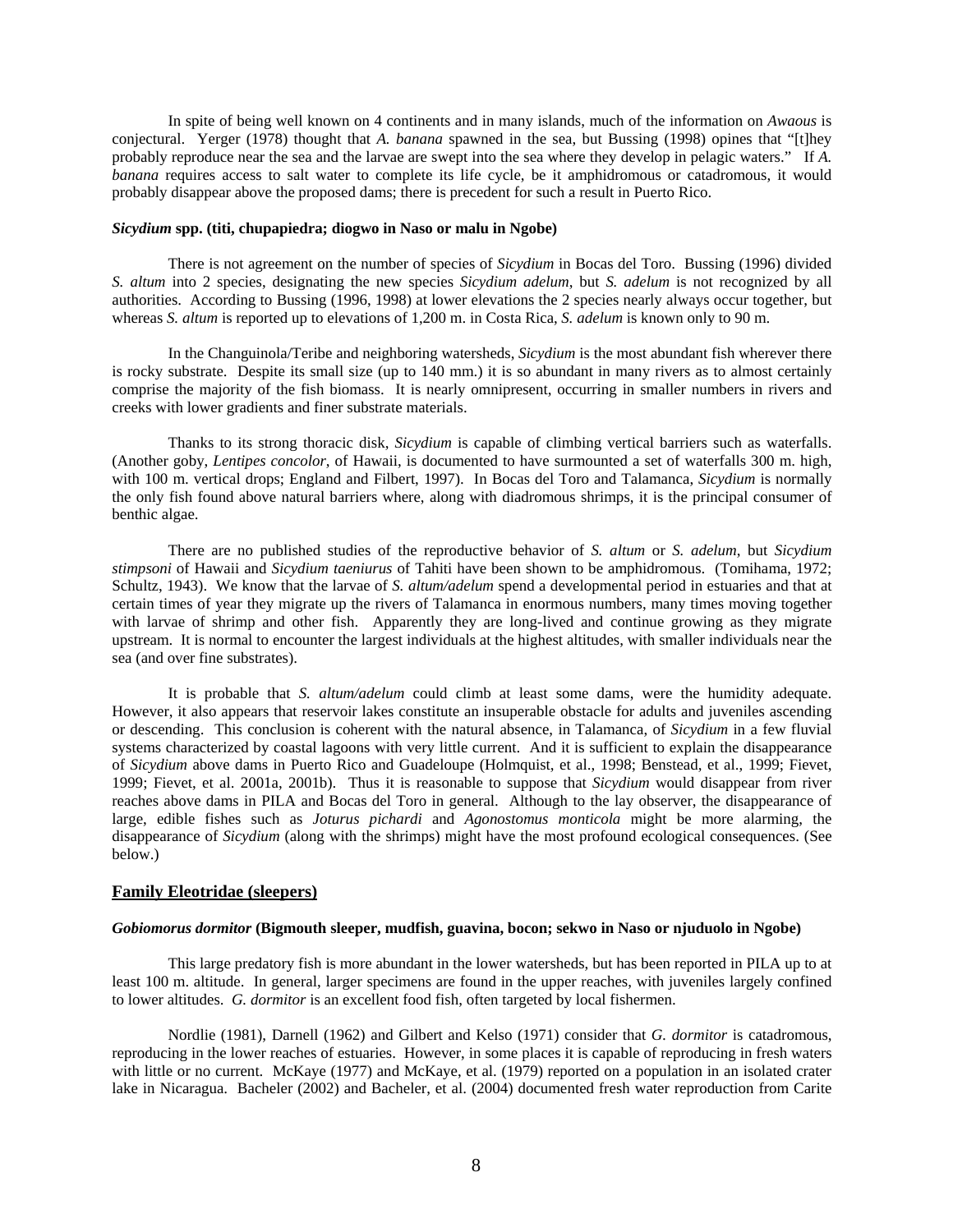In spite of being well known on 4 continents and in many islands, much of the information on *Awaous* is conjectural. Yerger (1978) thought that *A. banana* spawned in the sea, but Bussing (1998) opines that "[t]hey probably reproduce near the sea and the larvae are swept into the sea where they develop in pelagic waters." If *A. banana* requires access to salt water to complete its life cycle, be it amphidromous or catadromous, it would probably disappear above the proposed dams; there is precedent for such a result in Puerto Rico.

***Sicydium* spp. (titi, chupapiedra; diogwo in Naso or malu in Ngobe)**

There is not agreement on the number of species of *Sicydium* in Bocas del Toro. Bussing (1996) divided *S. altum* into 2 species, designating the new species *Sicydium adelum*, but *S. adelum* is not recognized by all authorities. According to Bussing (1996, 1998) at lower elevations the 2 species nearly always occur together, but whereas *S. altum* is reported up to elevations of 1,200 m. in Costa Rica, *S. adelum* is known only to 90 m.

In the Changuinola/Teribe and neighboring watersheds, *Sicydium* is the most abundant fish wherever there is rocky substrate. Despite its small size (up to 140 mm.) it is so abundant in many rivers as to almost certainly comprise the majority of the fish biomass. It is nearly omnipresent, occurring in smaller numbers in rivers and creeks with lower gradients and finer substrate materials.

Thanks to its strong thoracic disk, *Sicydium* is capable of climbing vertical barriers such as waterfalls. (Another goby, *Lentipes concolor*, of Hawaii, is documented to have surmounted a set of waterfalls 300 m. high, with 100 m. vertical drops; England and Filbert, 1997). In Bocas del Toro and Talamanca, *Sicydium* is normally the only fish found above natural barriers where, along with diadromous shrimps, it is the principal consumer of benthic algae.

There are no published studies of the reproductive behavior of *S. altum* or *S. adelum*, but *Sicydium stimpsoni* of Hawaii and *Sicydium taeniurus* of Tahiti have been shown to be amphidromous. (Tomihama, 1972; Schultz, 1943). We know that the larvae of *S. altum/adelum* spend a developmental period in estuaries and that at certain times of year they migrate up the rivers of Talamanca in enormous numbers, many times moving together with larvae of shrimp and other fish. Apparently they are long-lived and continue growing as they migrate upstream. It is normal to encounter the largest individuals at the highest altitudes, with smaller individuals near the sea (and over fine substrates).

It is probable that *S. altum/adelum* could climb at least some dams, were the humidity adequate. However, it also appears that reservoir lakes constitute an insuperable obstacle for adults and juveniles ascending or descending. This conclusion is coherent with the natural absence, in Talamanca, of *Sicydium* in a few fluvial systems characterized by coastal lagoons with very little current. And it is sufficient to explain the disappearance of *Sicydium* above dams in Puerto Rico and Guadeloupe (Holmquist, et al., 1998; Benstead, et al., 1999; Fievet, 1999; Fievet, et al. 2001a, 2001b). Thus it is reasonable to suppose that *Sicydium* would disappear from river reaches above dams in PILA and Bocas del Toro in general. Although to the lay observer, the disappearance of large, edible fishes such as *Joturus pichardi* and *Agonostomus monticola* might be more alarming, the disappearance of *Sicydium* (along with the shrimps) might have the most profound ecological consequences. (See below.)

## Family Eleotridae (sleepers)

***Gobiomorus dormitor* (Bigmouth sleeper, mudfish, guavina, bocon; sekwo in Naso or njuduolo in Ngobe)**

This large predatory fish is more abundant in the lower watersheds, but has been reported in PILA up to at least 100 m. altitude. In general, larger specimens are found in the upper reaches, with juveniles largely confined to lower altitudes. *G. dormitor* is an excellent food fish, often targeted by local fishermen.

Nordlie (1981), Darnell (1962) and Gilbert and Kelso (1971) consider that *G. dormitor* is catadromous, reproducing in the lower reaches of estuaries. However, in some places it is capable of reproducing in fresh waters with little or no current. McKaye (1977) and McKaye, et al. (1979) reported on a population in an isolated crater lake in Nicaragua. Bacheler (2002) and Bacheler, et al. (2004) documented fresh water reproduction from Carite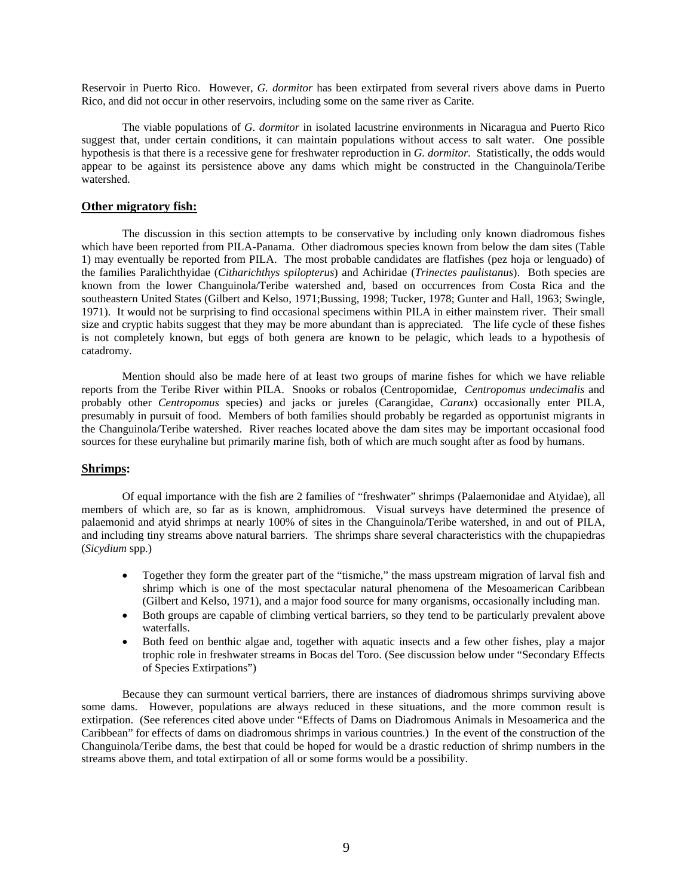Reservoir in Puerto Rico. However, *G. dormitor* has been extirpated from several rivers above dams in Puerto Rico, and did not occur in other reservoirs, including some on the same river as Carite.

The viable populations of *G. dormitor* in isolated lacustrine environments in Nicaragua and Puerto Rico suggest that, under certain conditions, it can maintain populations without access to salt water. One possible hypothesis is that there is a recessive gene for freshwater reproduction in *G. dormitor*. Statistically, the odds would appear to be against its persistence above any dams which might be constructed in the Changuinola/Teribe watershed.

## Other migratory fish:

The discussion in this section attempts to be conservative by including only known diadromous fishes which have been reported from PILA-Panama. Other diadromous species known from below the dam sites (Table 1) may eventually be reported from PILA. The most probable candidates are flatfishes (pez hoja or lenguado) of the families Paralichthyidae (*Citharichthys spilopterus*) and Achiridae (*Trinectes paulistanus*). Both species are known from the lower Changuinola/Teribe watershed and, based on occurrences from Costa Rica and the southeastern United States (Gilbert and Kelso, 1971;Bussing, 1998; Tucker, 1978; Gunter and Hall, 1963; Swingle, 1971). It would not be surprising to find occasional specimens within PILA in either mainstem river. Their small size and cryptic habits suggest that they may be more abundant than is appreciated. The life cycle of these fishes is not completely known, but eggs of both genera are known to be pelagic, which leads to a hypothesis of catadromy.

Mention should also be made here of at least two groups of marine fishes for which we have reliable reports from the Teribe River within PILA. Snooks or robalos (Centropomidae, *Centropomus undecimalis* and probably other *Centropomus* species) and jacks or jureles (Carangidae, *Caranx*) occasionally enter PILA, presumably in pursuit of food. Members of both families should probably be regarded as opportunist migrants in the Changuinola/Teribe watershed. River reaches located above the dam sites may be important occasional food sources for these euryhaline but primarily marine fish, both of which are much sought after as food by humans.

## Shrimps:

Of equal importance with the fish are 2 families of "freshwater" shrimps (Palaemonidae and Atyidae), all members of which are, so far as is known, amphidromous. Visual surveys have determined the presence of palaemonid and atyid shrimps at nearly 100% of sites in the Changuinola/Teribe watershed, in and out of PILA, and including tiny streams above natural barriers. The shrimps share several characteristics with the chupapiedras (*Sicydium* spp.)

- Together they form the greater part of the "tismiche," the mass upstream migration of larval fish and shrimp which is one of the most spectacular natural phenomena of the Mesoamerican Caribbean (Gilbert and Kelso, 1971), and a major food source for many organisms, occasionally including man.
- Both groups are capable of climbing vertical barriers, so they tend to be particularly prevalent above waterfalls.
- Both feed on benthic algae and, together with aquatic insects and a few other fishes, play a major trophic role in freshwater streams in Bocas del Toro. (See discussion below under "Secondary Effects of Species Extirpations")

Because they can surmount vertical barriers, there are instances of diadromous shrimps surviving above some dams. However, populations are always reduced in these situations, and the more common result is extirpation. (See references cited above under "Effects of Dams on Diadromous Animals in Mesoamerica and the Caribbean" for effects of dams on diadromous shrimps in various countries.) In the event of the construction of the Changuinola/Teribe dams, the best that could be hoped for would be a drastic reduction of shrimp numbers in the streams above them, and total extirpation of all or some forms would be a possibility.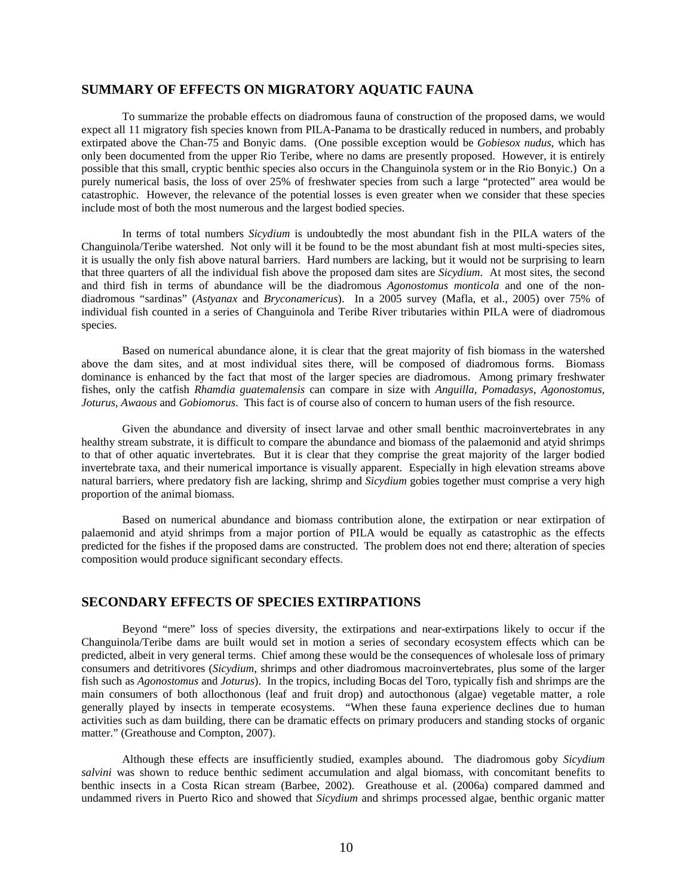## SUMMARY OF EFFECTS ON MIGRATORY AQUATIC FAUNA

To summarize the probable effects on diadromous fauna of construction of the proposed dams, we would expect all 11 migratory fish species known from PILA-Panama to be drastically reduced in numbers, and probably extirpated above the Chan-75 and Bonyic dams. (One possible exception would be *Gobiesox nudus*, which has only been documented from the upper Rio Teribe, where no dams are presently proposed. However, it is entirely possible that this small, cryptic benthic species also occurs in the Changuinola system or in the Rio Bonyic.) On a purely numerical basis, the loss of over 25% of freshwater species from such a large "protected" area would be catastrophic. However, the relevance of the potential losses is even greater when we consider that these species include most of both the most numerous and the largest bodied species.

In terms of total numbers *Sicydium* is undoubtedly the most abundant fish in the PILA waters of the Changuinola/Teribe watershed. Not only will it be found to be the most abundant fish at most multi-species sites, it is usually the only fish above natural barriers. Hard numbers are lacking, but it would not be surprising to learn that three quarters of all the individual fish above the proposed dam sites are *Sicydium*. At most sites, the second and third fish in terms of abundance will be the diadromous *Agonostomus monticola* and one of the non-diadromous "sardinas" (*Astyanax* and *Bryconamericus*). In a 2005 survey (Mafla, et al., 2005) over 75% of individual fish counted in a series of Changuinola and Teribe River tributaries within PILA were of diadromous species.

Based on numerical abundance alone, it is clear that the great majority of fish biomass in the watershed above the dam sites, and at most individual sites there, will be composed of diadromous forms. Biomass dominance is enhanced by the fact that most of the larger species are diadromous. Among primary freshwater fishes, only the catfish *Rhamdia guatemalensis* can compare in size with *Anguilla*, *Pomadasys*, *Agonostomus, Joturus, Awaous* and *Gobiomorus*. This fact is of course also of concern to human users of the fish resource.

Given the abundance and diversity of insect larvae and other small benthic macroinvertebrates in any healthy stream substrate, it is difficult to compare the abundance and biomass of the palaemonid and atyid shrimps to that of other aquatic invertebrates. But it is clear that they comprise the great majority of the larger bodied invertebrate taxa, and their numerical importance is visually apparent. Especially in high elevation streams above natural barriers, where predatory fish are lacking, shrimp and *Sicydium* gobies together must comprise a very high proportion of the animal biomass.

Based on numerical abundance and biomass contribution alone, the extirpation or near extirpation of palaemonid and atyid shrimps from a major portion of PILA would be equally as catastrophic as the effects predicted for the fishes if the proposed dams are constructed. The problem does not end there; alteration of species composition would produce significant secondary effects.

## SECONDARY EFFECTS OF SPECIES EXTIRPATIONS

Beyond "mere" loss of species diversity, the extirpations and near-extirpations likely to occur if the Changuinola/Teribe dams are built would set in motion a series of secondary ecosystem effects which can be predicted, albeit in very general terms. Chief among these would be the consequences of wholesale loss of primary consumers and detritivores (*Sicydium*, shrimps and other diadromous macroinvertebrates, plus some of the larger fish such as *Agonostomus* and *Joturus*). In the tropics, including Bocas del Toro, typically fish and shrimps are the main consumers of both allocthonous (leaf and fruit drop) and autocthonous (algae) vegetable matter, a role generally played by insects in temperate ecosystems. "When these fauna experience declines due to human activities such as dam building, there can be dramatic effects on primary producers and standing stocks of organic matter." (Greathouse and Compton, 2007).

Although these effects are insufficiently studied, examples abound. The diadromous goby *Sicydium salvini* was shown to reduce benthic sediment accumulation and algal biomass, with concomitant benefits to benthic insects in a Costa Rican stream (Barbee, 2002). Greathouse et al. (2006a) compared dammed and undammed rivers in Puerto Rico and showed that *Sicydium* and shrimps processed algae, benthic organic matter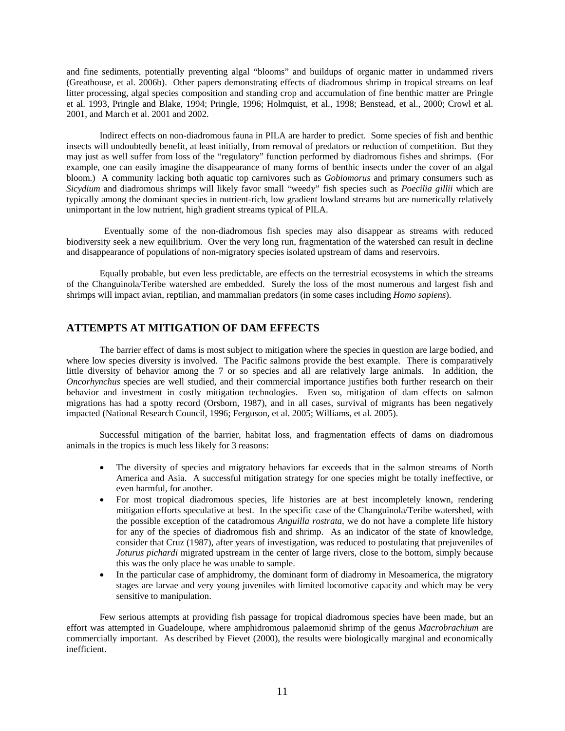and fine sediments, potentially preventing algal "blooms" and buildups of organic matter in undammed rivers (Greathouse, et al. 2006b). Other papers demonstrating effects of diadromous shrimp in tropical streams on leaf litter processing, algal species composition and standing crop and accumulation of fine benthic matter are Pringle et al. 1993, Pringle and Blake, 1994; Pringle, 1996; Holmquist, et al., 1998; Benstead, et al., 2000; Crowl et al. 2001, and March et al. 2001 and 2002.

Indirect effects on non-diadromous fauna in PILA are harder to predict. Some species of fish and benthic insects will undoubtedly benefit, at least initially, from removal of predators or reduction of competition. But they may just as well suffer from loss of the "regulatory" function performed by diadromous fishes and shrimps. (For example, one can easily imagine the disappearance of many forms of benthic insects under the cover of an algal bloom.) A community lacking both aquatic top carnivores such as *Gobiomorus* and primary consumers such as *Sicydium* and diadromous shrimps will likely favor small "weedy" fish species such as *Poecilia gillii* which are typically among the dominant species in nutrient-rich, low gradient lowland streams but are numerically relatively unimportant in the low nutrient, high gradient streams typical of PILA.

Eventually some of the non-diadromous fish species may also disappear as streams with reduced biodiversity seek a new equilibrium. Over the very long run, fragmentation of the watershed can result in decline and disappearance of populations of non-migratory species isolated upstream of dams and reservoirs.

Equally probable, but even less predictable, are effects on the terrestrial ecosystems in which the streams of the Changuinola/Teribe watershed are embedded. Surely the loss of the most numerous and largest fish and shrimps will impact avian, reptilian, and mammalian predators (in some cases including *Homo sapiens*).

## ATTEMPTS AT MITIGATION OF DAM EFFECTS

The barrier effect of dams is most subject to mitigation where the species in question are large bodied, and where low species diversity is involved. The Pacific salmons provide the best example. There is comparatively little diversity of behavior among the 7 or so species and all are relatively large animals. In addition, the *Oncorhynchus* species are well studied, and their commercial importance justifies both further research on their behavior and investment in costly mitigation technologies. Even so, mitigation of dam effects on salmon migrations has had a spotty record (Orsborn, 1987), and in all cases, survival of migrants has been negatively impacted (National Research Council, 1996; Ferguson, et al. 2005; Williams, et al. 2005).

Successful mitigation of the barrier, habitat loss, and fragmentation effects of dams on diadromous animals in the tropics is much less likely for 3 reasons:

- The diversity of species and migratory behaviors far exceeds that in the salmon streams of North America and Asia. A successful mitigation strategy for one species might be totally ineffective, or even harmful, for another.
- For most tropical diadromous species, life histories are at best incompletely known, rendering mitigation efforts speculative at best. In the specific case of the Changuinola/Teribe watershed, with the possible exception of the catadromous *Anguilla rostrata*, we do not have a complete life history for any of the species of diadromous fish and shrimp. As an indicator of the state of knowledge, consider that Cruz (1987), after years of investigation, was reduced to postulating that prejuveniles of *Joturus pichardi* migrated upstream in the center of large rivers, close to the bottom, simply because this was the only place he was unable to sample.
- In the particular case of amphidromy, the dominant form of diadromy in Mesoamerica, the migratory stages are larvae and very young juveniles with limited locomotive capacity and which may be very sensitive to manipulation.

Few serious attempts at providing fish passage for tropical diadromous species have been made, but an effort was attempted in Guadeloupe, where amphidromous palaemonid shrimp of the genus *Macrobrachium* are commercially important. As described by Fievet (2000), the results were biologically marginal and economically inefficient.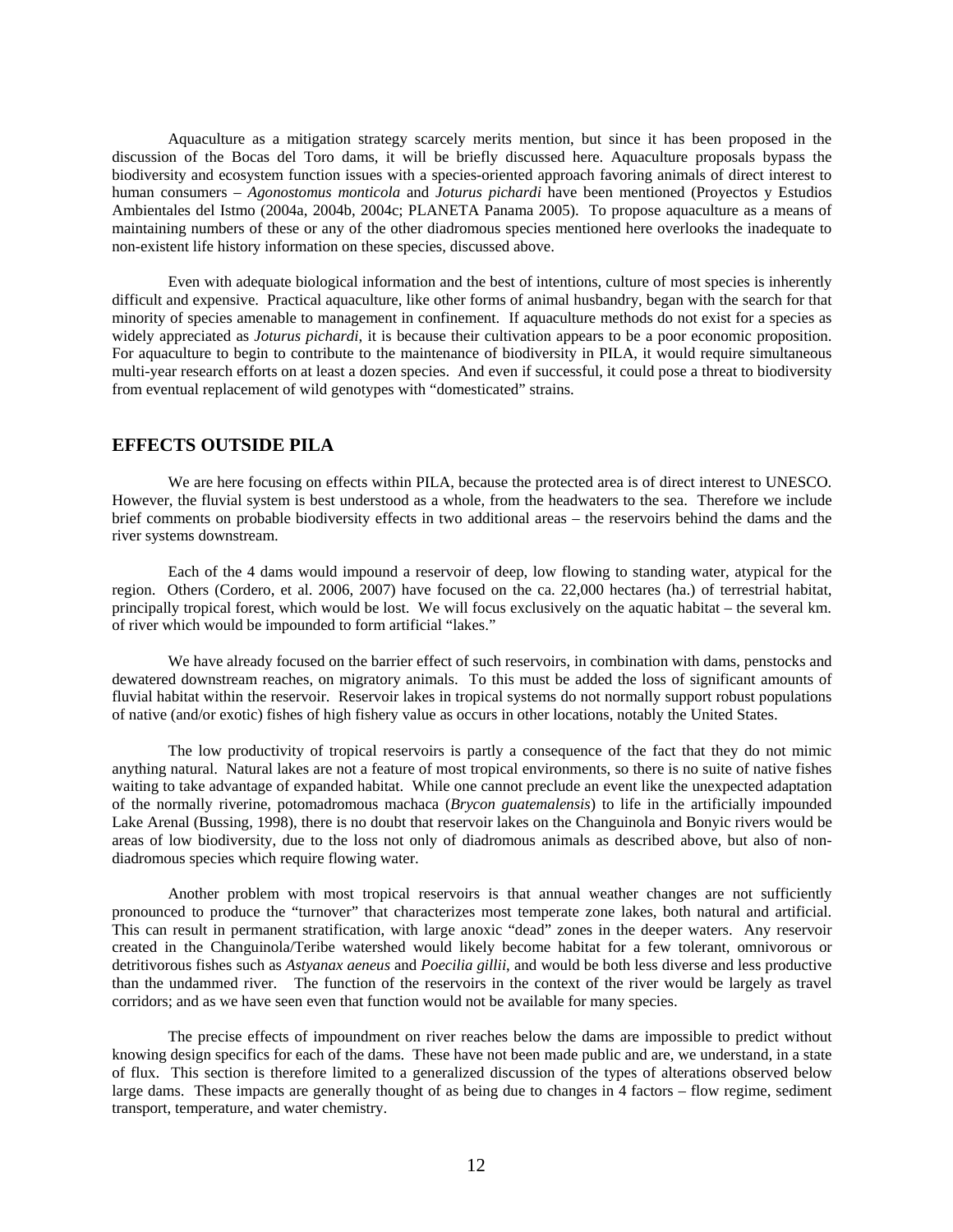Aquaculture as a mitigation strategy scarcely merits mention, but since it has been proposed in the discussion of the Bocas del Toro dams, it will be briefly discussed here. Aquaculture proposals bypass the biodiversity and ecosystem function issues with a species-oriented approach favoring animals of direct interest to human consumers – *Agonostomus monticola* and *Joturus pichardi* have been mentioned (Proyectos y Estudios Ambientales del Istmo (2004a, 2004b, 2004c; PLANETA Panama 2005). To propose aquaculture as a means of maintaining numbers of these or any of the other diadromous species mentioned here overlooks the inadequate to non-existent life history information on these species, discussed above.

Even with adequate biological information and the best of intentions, culture of most species is inherently difficult and expensive. Practical aquaculture, like other forms of animal husbandry, began with the search for that minority of species amenable to management in confinement. If aquaculture methods do not exist for a species as widely appreciated as *Joturus pichardi*, it is because their cultivation appears to be a poor economic proposition. For aquaculture to begin to contribute to the maintenance of biodiversity in PILA, it would require simultaneous multi-year research efforts on at least a dozen species. And even if successful, it could pose a threat to biodiversity from eventual replacement of wild genotypes with "domesticated" strains.

## EFFECTS OUTSIDE PILA

We are here focusing on effects within PILA, because the protected area is of direct interest to UNESCO. However, the fluvial system is best understood as a whole, from the headwaters to the sea. Therefore we include brief comments on probable biodiversity effects in two additional areas – the reservoirs behind the dams and the river systems downstream.

Each of the 4 dams would impound a reservoir of deep, low flowing to standing water, atypical for the region. Others (Cordero, et al. 2006, 2007) have focused on the ca. 22,000 hectares (ha.) of terrestrial habitat, principally tropical forest, which would be lost. We will focus exclusively on the aquatic habitat – the several km. of river which would be impounded to form artificial "lakes."

We have already focused on the barrier effect of such reservoirs, in combination with dams, penstocks and dewatered downstream reaches, on migratory animals. To this must be added the loss of significant amounts of fluvial habitat within the reservoir. Reservoir lakes in tropical systems do not normally support robust populations of native (and/or exotic) fishes of high fishery value as occurs in other locations, notably the United States.

The low productivity of tropical reservoirs is partly a consequence of the fact that they do not mimic anything natural. Natural lakes are not a feature of most tropical environments, so there is no suite of native fishes waiting to take advantage of expanded habitat. While one cannot preclude an event like the unexpected adaptation of the normally riverine, potomadromous machaca (*Brycon guatemalensis*) to life in the artificially impounded Lake Arenal (Bussing, 1998), there is no doubt that reservoir lakes on the Changuinola and Bonyic rivers would be areas of low biodiversity, due to the loss not only of diadromous animals as described above, but also of non-diadromous species which require flowing water.

Another problem with most tropical reservoirs is that annual weather changes are not sufficiently pronounced to produce the "turnover" that characterizes most temperate zone lakes, both natural and artificial. This can result in permanent stratification, with large anoxic "dead" zones in the deeper waters. Any reservoir created in the Changuinola/Teribe watershed would likely become habitat for a few tolerant, omnivorous or detritivorous fishes such as *Astyanax aeneus* and *Poecilia gillii*, and would be both less diverse and less productive than the undammed river. The function of the reservoirs in the context of the river would be largely as travel corridors; and as we have seen even that function would not be available for many species.

The precise effects of impoundment on river reaches below the dams are impossible to predict without knowing design specifics for each of the dams. These have not been made public and are, we understand, in a state of flux. This section is therefore limited to a generalized discussion of the types of alterations observed below large dams. These impacts are generally thought of as being due to changes in 4 factors – flow regime, sediment transport, temperature, and water chemistry.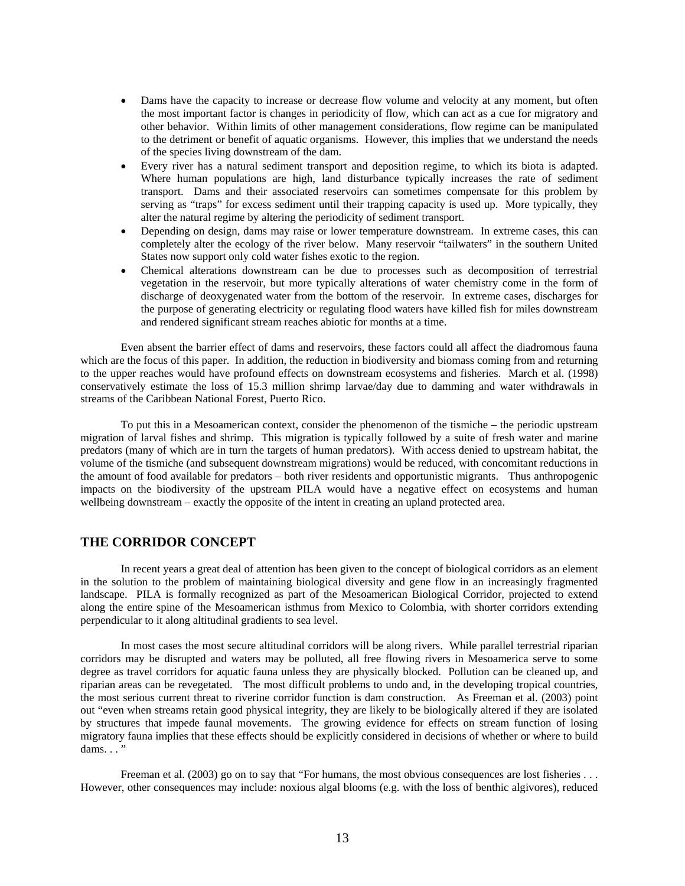- Dams have the capacity to increase or decrease flow volume and velocity at any moment, but often the most important factor is changes in periodicity of flow, which can act as a cue for migratory and other behavior. Within limits of other management considerations, flow regime can be manipulated to the detriment or benefit of aquatic organisms. However, this implies that we understand the needs of the species living downstream of the dam.
- Every river has a natural sediment transport and deposition regime, to which its biota is adapted. Where human populations are high, land disturbance typically increases the rate of sediment transport. Dams and their associated reservoirs can sometimes compensate for this problem by serving as "traps" for excess sediment until their trapping capacity is used up. More typically, they alter the natural regime by altering the periodicity of sediment transport.
- Depending on design, dams may raise or lower temperature downstream. In extreme cases, this can completely alter the ecology of the river below. Many reservoir "tailwaters" in the southern United States now support only cold water fishes exotic to the region.
- Chemical alterations downstream can be due to processes such as decomposition of terrestrial vegetation in the reservoir, but more typically alterations of water chemistry come in the form of discharge of deoxygenated water from the bottom of the reservoir. In extreme cases, discharges for the purpose of generating electricity or regulating flood waters have killed fish for miles downstream and rendered significant stream reaches abiotic for months at a time.

Even absent the barrier effect of dams and reservoirs, these factors could all affect the diadromous fauna which are the focus of this paper. In addition, the reduction in biodiversity and biomass coming from and returning to the upper reaches would have profound effects on downstream ecosystems and fisheries. March et al. (1998) conservatively estimate the loss of 15.3 million shrimp larvae/day due to damming and water withdrawals in streams of the Caribbean National Forest, Puerto Rico.

To put this in a Mesoamerican context, consider the phenomenon of the tismiche – the periodic upstream migration of larval fishes and shrimp. This migration is typically followed by a suite of fresh water and marine predators (many of which are in turn the targets of human predators). With access denied to upstream habitat, the volume of the tismiche (and subsequent downstream migrations) would be reduced, with concomitant reductions in the amount of food available for predators – both river residents and opportunistic migrants. Thus anthropogenic impacts on the biodiversity of the upstream PILA would have a negative effect on ecosystems and human wellbeing downstream – exactly the opposite of the intent in creating an upland protected area.

## THE CORRIDOR CONCEPT

In recent years a great deal of attention has been given to the concept of biological corridors as an element in the solution to the problem of maintaining biological diversity and gene flow in an increasingly fragmented landscape. PILA is formally recognized as part of the Mesoamerican Biological Corridor, projected to extend along the entire spine of the Mesoamerican isthmus from Mexico to Colombia, with shorter corridors extending perpendicular to it along altitudinal gradients to sea level.

In most cases the most secure altitudinal corridors will be along rivers. While parallel terrestrial riparian corridors may be disrupted and waters may be polluted, all free flowing rivers in Mesoamerica serve to some degree as travel corridors for aquatic fauna unless they are physically blocked. Pollution can be cleaned up, and riparian areas can be revegetated. The most difficult problems to undo and, in the developing tropical countries, the most serious current threat to riverine corridor function is dam construction. As Freeman et al. (2003) point out "even when streams retain good physical integrity, they are likely to be biologically altered if they are isolated by structures that impede faunal movements. The growing evidence for effects on stream function of losing migratory fauna implies that these effects should be explicitly considered in decisions of whether or where to build dams. . . "

Freeman et al. (2003) go on to say that "For humans, the most obvious consequences are lost fisheries . . . However, other consequences may include: noxious algal blooms (e.g. with the loss of benthic algivores), reduced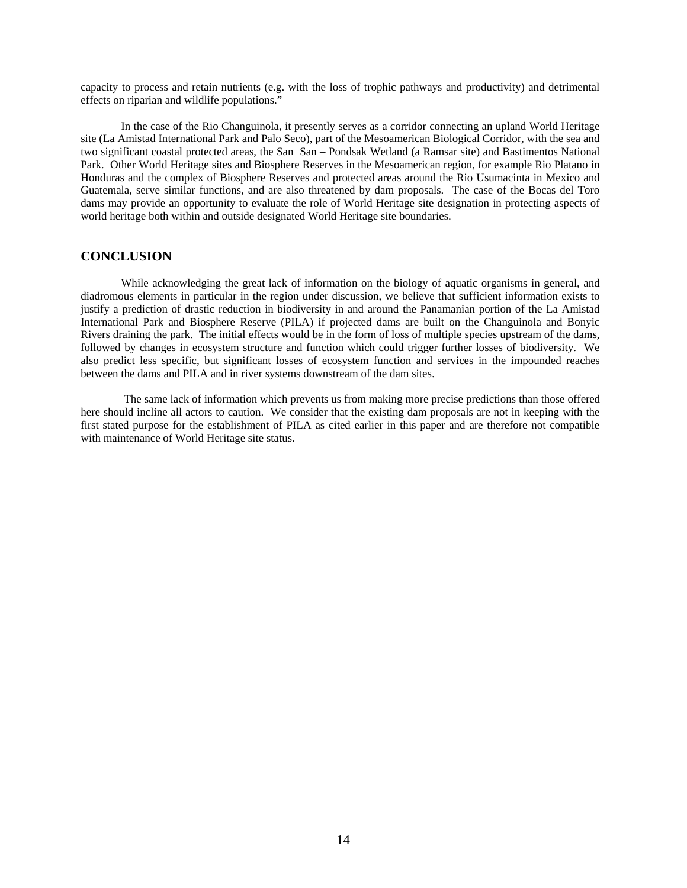capacity to process and retain nutrients (e.g. with the loss of trophic pathways and productivity) and detrimental effects on riparian and wildlife populations."

In the case of the Rio Changuinola, it presently serves as a corridor connecting an upland World Heritage site (La Amistad International Park and Palo Seco), part of the Mesoamerican Biological Corridor, with the sea and two significant coastal protected areas, the San San – Pondsak Wetland (a Ramsar site) and Bastimentos National Park. Other World Heritage sites and Biosphere Reserves in the Mesoamerican region, for example Rio Platano in Honduras and the complex of Biosphere Reserves and protected areas around the Rio Usumacinta in Mexico and Guatemala, serve similar functions, and are also threatened by dam proposals. The case of the Bocas del Toro dams may provide an opportunity to evaluate the role of World Heritage site designation in protecting aspects of world heritage both within and outside designated World Heritage site boundaries.

## CONCLUSION

While acknowledging the great lack of information on the biology of aquatic organisms in general, and diadromous elements in particular in the region under discussion, we believe that sufficient information exists to justify a prediction of drastic reduction in biodiversity in and around the Panamanian portion of the La Amistad International Park and Biosphere Reserve (PILA) if projected dams are built on the Changuinola and Bonyic Rivers draining the park. The initial effects would be in the form of loss of multiple species upstream of the dams, followed by changes in ecosystem structure and function which could trigger further losses of biodiversity. We also predict less specific, but significant losses of ecosystem function and services in the impounded reaches between the dams and PILA and in river systems downstream of the dam sites.

The same lack of information which prevents us from making more precise predictions than those offered here should incline all actors to caution. We consider that the existing dam proposals are not in keeping with the first stated purpose for the establishment of PILA as cited earlier in this paper and are therefore not compatible with maintenance of World Heritage site status.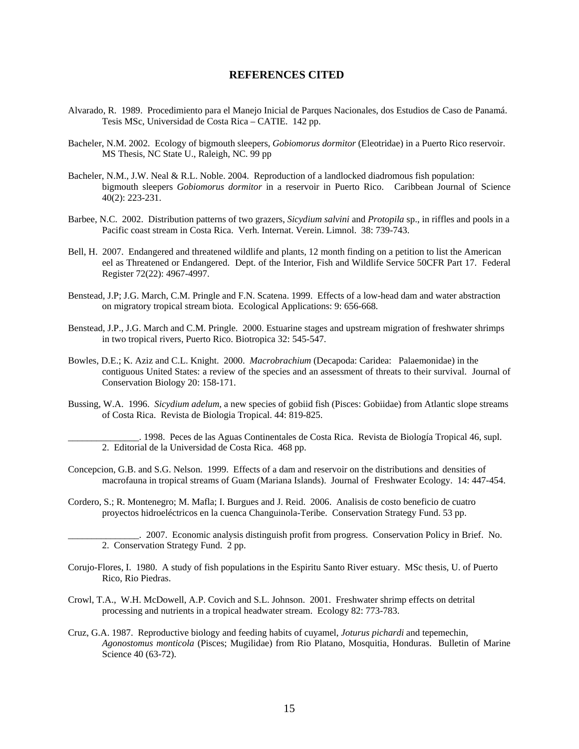## REFERENCES CITED

Alvarado, R. 1989. Procedimiento para el Manejo Inicial de Parques Nacionales, dos Estudios de Caso de Panamá. Tesis MSc, Universidad de Costa Rica – CATIE. 142 pp.

Bacheler, N.M. 2002. Ecology of bigmouth sleepers, *Gobiomorus dormitor* (Eleotridae) in a Puerto Rico reservoir. MS Thesis, NC State U., Raleigh, NC. 99 pp

Bacheler, N.M., J.W. Neal & R.L. Noble. 2004. Reproduction of a landlocked diadromous fish population: bigmouth sleepers *Gobiomorus dormitor* in a reservoir in Puerto Rico. Caribbean Journal of Science 40(2): 223-231.

Barbee, N.C. 2002. Distribution patterns of two grazers, *Sicydium salvini* and *Protopila* sp., in riffles and pools in a Pacific coast stream in Costa Rica. Verh. Internat. Verein. Limnol. 38: 739-743.

Bell, H. 2007. Endangered and threatened wildlife and plants, 12 month finding on a petition to list the American eel as Threatened or Endangered. Dept. of the Interior, Fish and Wildlife Service 50CFR Part 17. Federal Register 72(22): 4967-4997.

Benstead, J.P; J.G. March, C.M. Pringle and F.N. Scatena. 1999. Effects of a low-head dam and water abstraction on migratory tropical stream biota. Ecological Applications: 9: 656-668.

Benstead, J.P., J.G. March and C.M. Pringle. 2000. Estuarine stages and upstream migration of freshwater shrimps in two tropical rivers, Puerto Rico. Biotropica 32: 545-547.

Bowles, D.E.; K. Aziz and C.L. Knight. 2000. *Macrobrachium* (Decapoda: Caridea: Palaemonidae) in the contiguous United States: a review of the species and an assessment of threats to their survival. Journal of Conservation Biology 20: 158-171.

Bussing, W.A. 1996. *Sicydium adelum*, a new species of gobiid fish (Pisces: Gobiidae) from Atlantic slope streams of Costa Rica. Revista de Biologia Tropical. 44: 819-825.

_______________. 1998. Peces de las Aguas Continentales de Costa Rica. Revista de Biología Tropical 46, supl. 2. Editorial de la Universidad de Costa Rica. 468 pp.

Concepcion, G.B. and S.G. Nelson. 1999. Effects of a dam and reservoir on the distributions and densities of macrofauna in tropical streams of Guam (Mariana Islands). Journal of Freshwater Ecology. 14: 447-454.

Cordero, S.; R. Montenegro; M. Mafla; I. Burgues and J. Reid. 2006. Analisis de costo beneficio de cuatro proyectos hidroeléctricos en la cuenca Changuinola-Teribe. Conservation Strategy Fund. 53 pp.

_______________. 2007. Economic analysis distinguish profit from progress. Conservation Policy in Brief. No. 2. Conservation Strategy Fund. 2 pp.

Corujo-Flores, I. 1980. A study of fish populations in the Espiritu Santo River estuary. MSc thesis, U. of Puerto Rico, Rio Piedras.

Crowl, T.A., W.H. McDowell, A.P. Covich and S.L. Johnson. 2001. Freshwater shrimp effects on detrital processing and nutrients in a tropical headwater stream. Ecology 82: 773-783.

Cruz, G.A. 1987. Reproductive biology and feeding habits of cuyamel, *Joturus pichardi* and tepemechin, *Agonostomus monticola* (Pisces; Mugilidae) from Rio Platano, Mosquitia, Honduras. Bulletin of Marine Science 40 (63-72).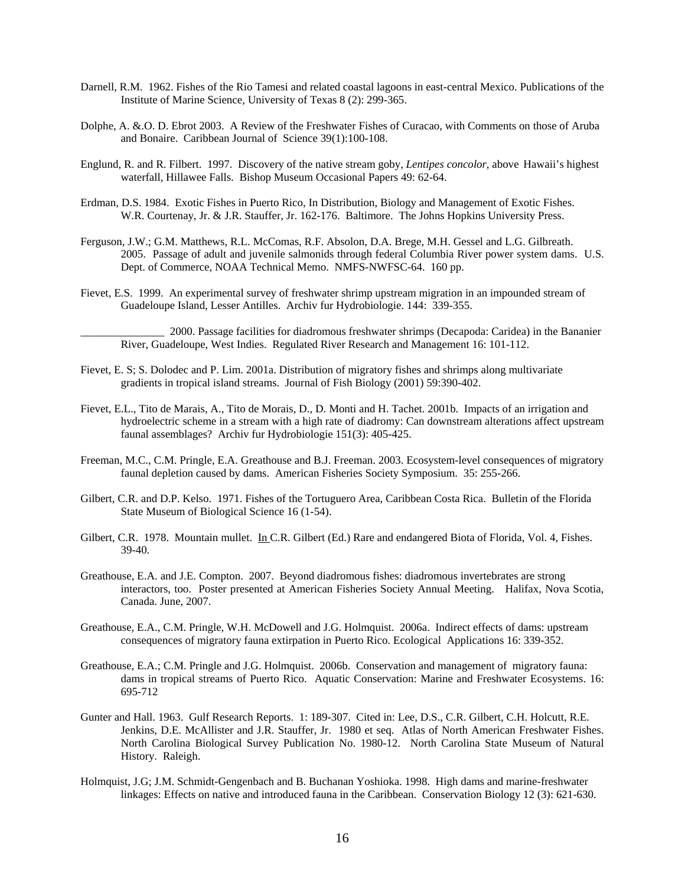Darnell, R.M. 1962. Fishes of the Rio Tamesi and related coastal lagoons in east-central Mexico. Publications of the Institute of Marine Science, University of Texas 8 (2): 299-365.

Dolphe, A. &.O. D. Ebrot 2003. A Review of the Freshwater Fishes of Curacao, with Comments on those of Aruba and Bonaire. Caribbean Journal of Science 39(1):100-108.

Englund, R. and R. Filbert. 1997. Discovery of the native stream goby, *Lentipes concolor*, above Hawaii's highest waterfall, Hillawee Falls. Bishop Museum Occasional Papers 49: 62-64.

Erdman, D.S. 1984. Exotic Fishes in Puerto Rico, In Distribution, Biology and Management of Exotic Fishes. W.R. Courtenay, Jr. & J.R. Stauffer, Jr. 162-176. Baltimore. The Johns Hopkins University Press.

Ferguson, J.W.; G.M. Matthews, R.L. McComas, R.F. Absolon, D.A. Brege, M.H. Gessel and L.G. Gilbreath. 2005. Passage of adult and juvenile salmonids through federal Columbia River power system dams. U.S. Dept. of Commerce, NOAA Technical Memo. NMFS-NWFSC-64. 160 pp.

Fievet, E.S. 1999. An experimental survey of freshwater shrimp upstream migration in an impounded stream of Guadeloupe Island, Lesser Antilles. Archiv fur Hydrobiologie. 144: 339-355.

_______________ 2000. Passage facilities for diadromous freshwater shrimps (Decapoda: Caridea) in the Bananier River, Guadeloupe, West Indies. Regulated River Research and Management 16: 101-112.

Fievet, E. S; S. Dolodec and P. Lim. 2001a. Distribution of migratory fishes and shrimps along multivariate gradients in tropical island streams. Journal of Fish Biology (2001) 59:390-402.

Fievet, E.L., Tito de Marais, A., Tito de Morais, D., D. Monti and H. Tachet. 2001b. Impacts of an irrigation and hydroelectric scheme in a stream with a high rate of diadromy: Can downstream alterations affect upstream faunal assemblages? Archiv fur Hydrobiologie 151(3): 405-425.

Freeman, M.C., C.M. Pringle, E.A. Greathouse and B.J. Freeman. 2003. Ecosystem-level consequences of migratory faunal depletion caused by dams. American Fisheries Society Symposium. 35: 255-266.

Gilbert, C.R. and D.P. Kelso. 1971. Fishes of the Tortuguero Area, Caribbean Costa Rica. Bulletin of the Florida State Museum of Biological Science 16 (1-54).

Gilbert, C.R. 1978. Mountain mullet. In C.R. Gilbert (Ed.) Rare and endangered Biota of Florida, Vol. 4, Fishes. 39-40.

Greathouse, E.A. and J.E. Compton. 2007. Beyond diadromous fishes: diadromous invertebrates are strong interactors, too. Poster presented at American Fisheries Society Annual Meeting. Halifax, Nova Scotia, Canada. June, 2007.

Greathouse, E.A., C.M. Pringle, W.H. McDowell and J.G. Holmquist. 2006a. Indirect effects of dams: upstream consequences of migratory fauna extirpation in Puerto Rico. Ecological Applications 16: 339-352.

Greathouse, E.A.; C.M. Pringle and J.G. Holmquist. 2006b. Conservation and management of migratory fauna: dams in tropical streams of Puerto Rico. Aquatic Conservation: Marine and Freshwater Ecosystems. 16: 695-712

Gunter and Hall. 1963. Gulf Research Reports. 1: 189-307. Cited in: Lee, D.S., C.R. Gilbert, C.H. Holcutt, R.E. Jenkins, D.E. McAllister and J.R. Stauffer, Jr. 1980 et seq. Atlas of North American Freshwater Fishes. North Carolina Biological Survey Publication No. 1980-12. North Carolina State Museum of Natural History. Raleigh.

Holmquist, J.G; J.M. Schmidt-Gengenbach and B. Buchanan Yoshioka. 1998. High dams and marine-freshwater linkages: Effects on native and introduced fauna in the Caribbean. Conservation Biology 12 (3): 621-630.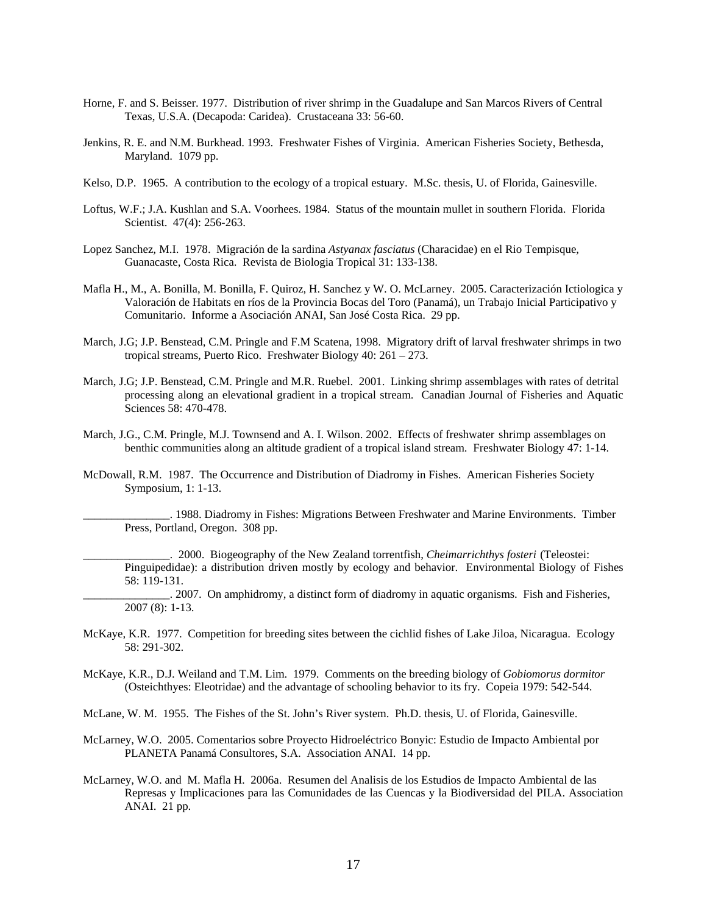Horne, F. and S. Beisser. 1977. Distribution of river shrimp in the Guadalupe and San Marcos Rivers of Central Texas, U.S.A. (Decapoda: Caridea). Crustaceana 33: 56-60.

Jenkins, R. E. and N.M. Burkhead. 1993. Freshwater Fishes of Virginia. American Fisheries Society, Bethesda, Maryland. 1079 pp.

Kelso, D.P. 1965. A contribution to the ecology of a tropical estuary. M.Sc. thesis, U. of Florida, Gainesville.

Loftus, W.F.; J.A. Kushlan and S.A. Voorhees. 1984. Status of the mountain mullet in southern Florida. Florida Scientist. 47(4): 256-263.

Lopez Sanchez, M.I. 1978. Migración de la sardina *Astyanax fasciatus* (Characidae) en el Rio Tempisque, Guanacaste, Costa Rica. Revista de Biologia Tropical 31: 133-138.

Mafla H., M., A. Bonilla, M. Bonilla, F. Quiroz, H. Sanchez y W. O. McLarney. 2005. Caracterización Ictiologica y Valoración de Habitats en ríos de la Provincia Bocas del Toro (Panamá), un Trabajo Inicial Participativo y Comunitario. Informe a Asociación ANAI, San José Costa Rica. 29 pp.

March, J.G; J.P. Benstead, C.M. Pringle and F.M Scatena, 1998. Migratory drift of larval freshwater shrimps in two tropical streams, Puerto Rico. Freshwater Biology 40: 261 – 273.

March, J.G; J.P. Benstead, C.M. Pringle and M.R. Ruebel. 2001. Linking shrimp assemblages with rates of detrital processing along an elevational gradient in a tropical stream. Canadian Journal of Fisheries and Aquatic Sciences 58: 470-478.

March, J.G., C.M. Pringle, M.J. Townsend and A. I. Wilson. 2002. Effects of freshwater shrimp assemblages on benthic communities along an altitude gradient of a tropical island stream. Freshwater Biology 47: 1-14.

McDowall, R.M. 1987. The Occurrence and Distribution of Diadromy in Fishes. American Fisheries Society Symposium, 1: 1-13.

_______________. 1988. Diadromy in Fishes: Migrations Between Freshwater and Marine Environments. Timber Press, Portland, Oregon. 308 pp.

_______________. 2000. Biogeography of the New Zealand torrentfish, *Cheimarrichthys fosteri* (Teleostei: Pinguipedidae): a distribution driven mostly by ecology and behavior. Environmental Biology of Fishes 58: 119-131.

_______________. 2007. On amphidromy, a distinct form of diadromy in aquatic organisms. Fish and Fisheries, 2007 (8): 1-13.

McKaye, K.R. 1977. Competition for breeding sites between the cichlid fishes of Lake Jiloa, Nicaragua. Ecology 58: 291-302.

McKaye, K.R., D.J. Weiland and T.M. Lim. 1979. Comments on the breeding biology of *Gobiomorus dormitor* (Osteichthyes: Eleotridae) and the advantage of schooling behavior to its fry. Copeia 1979: 542-544.

McLane, W. M. 1955. The Fishes of the St. John's River system. Ph.D. thesis, U. of Florida, Gainesville.

McLarney, W.O. 2005. Comentarios sobre Proyecto Hidroeléctrico Bonyic: Estudio de Impacto Ambiental por PLANETA Panamá Consultores, S.A. Association ANAI. 14 pp.

McLarney, W.O. and M. Mafla H. 2006a. Resumen del Analisis de los Estudios de Impacto Ambiental de las Represas y Implicaciones para las Comunidades de las Cuencas y la Biodiversidad del PILA. Association ANAI. 21 pp.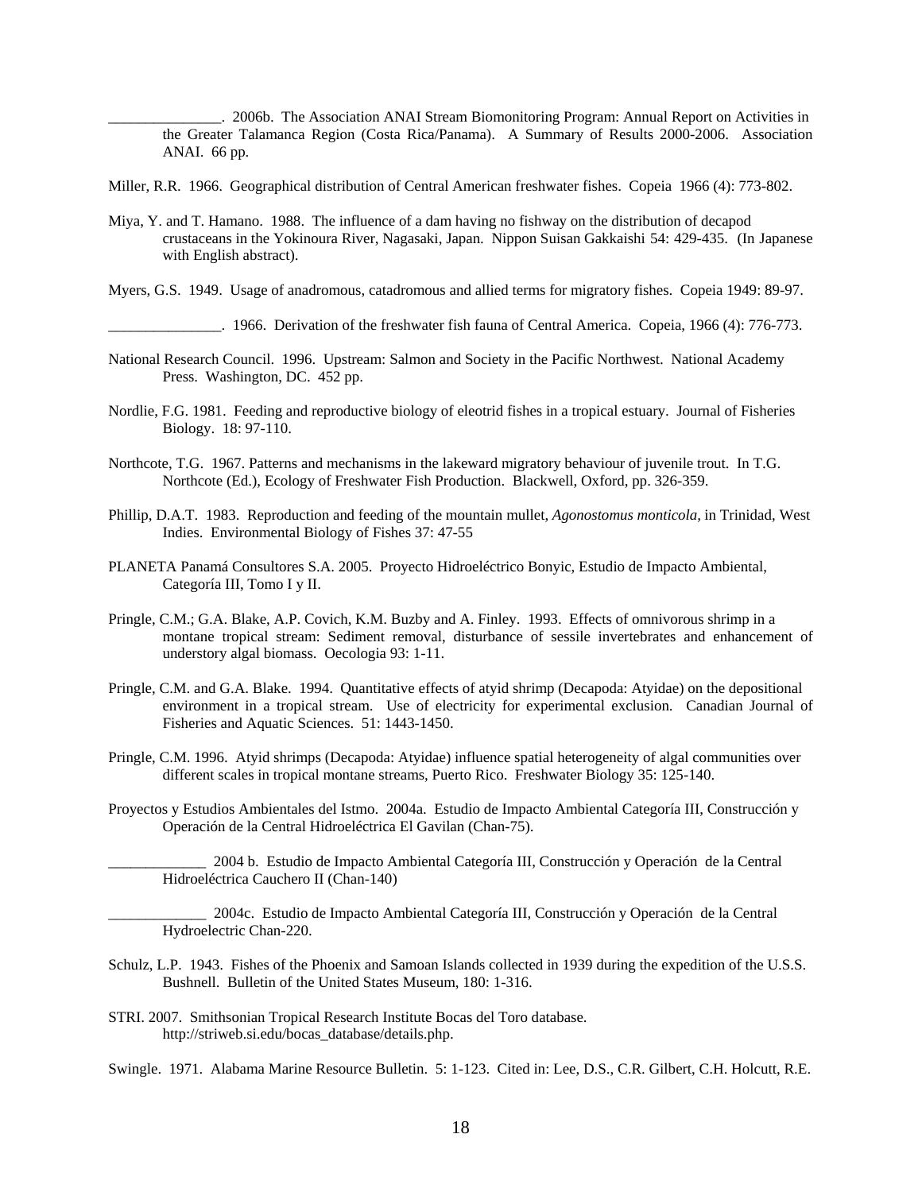_______________. 2006b. The Association ANAI Stream Biomonitoring Program: Annual Report on Activities in the Greater Talamanca Region (Costa Rica/Panama). A Summary of Results 2000-2006. Association ANAI. 66 pp.

Miller, R.R. 1966. Geographical distribution of Central American freshwater fishes. Copeia 1966 (4): 773-802.

Miya, Y. and T. Hamano. 1988. The influence of a dam having no fishway on the distribution of decapod crustaceans in the Yokinoura River, Nagasaki, Japan. Nippon Suisan Gakkaishi 54: 429-435. (In Japanese with English abstract).

Myers, G.S. 1949. Usage of anadromous, catadromous and allied terms for migratory fishes. Copeia 1949: 89-97.

_______________. 1966. Derivation of the freshwater fish fauna of Central America. Copeia, 1966 (4): 776-773.

National Research Council. 1996. Upstream: Salmon and Society in the Pacific Northwest. National Academy Press. Washington, DC. 452 pp.

Nordlie, F.G. 1981. Feeding and reproductive biology of eleotrid fishes in a tropical estuary. Journal of Fisheries Biology. 18: 97-110.

Northcote, T.G. 1967. Patterns and mechanisms in the lakeward migratory behaviour of juvenile trout. In T.G. Northcote (Ed.), Ecology of Freshwater Fish Production. Blackwell, Oxford, pp. 326-359.

Phillip, D.A.T. 1983. Reproduction and feeding of the mountain mullet, *Agonostomus monticola,* in Trinidad, West Indies. Environmental Biology of Fishes 37: 47-55

PLANETA Panamá Consultores S.A. 2005. Proyecto Hidroeléctrico Bonyic, Estudio de Impacto Ambiental, Categoría III, Tomo I y II.

Pringle, C.M.; G.A. Blake, A.P. Covich, K.M. Buzby and A. Finley. 1993. Effects of omnivorous shrimp in a montane tropical stream: Sediment removal, disturbance of sessile invertebrates and enhancement of understory algal biomass. Oecologia 93: 1-11.

Pringle, C.M. and G.A. Blake. 1994. Quantitative effects of atyid shrimp (Decapoda: Atyidae) on the depositional environment in a tropical stream. Use of electricity for experimental exclusion. Canadian Journal of Fisheries and Aquatic Sciences. 51: 1443-1450.

Pringle, C.M. 1996. Atyid shrimps (Decapoda: Atyidae) influence spatial heterogeneity of algal communities over different scales in tropical montane streams, Puerto Rico. Freshwater Biology 35: 125-140.

Proyectos y Estudios Ambientales del Istmo. 2004a. Estudio de Impacto Ambiental Categoría III, Construcción y Operación de la Central Hidroeléctrica El Gavilan (Chan-75).

_____________ 2004 b. Estudio de Impacto Ambiental Categoría III, Construcción y Operación de la Central Hidroeléctrica Cauchero II (Chan-140)

_____________ 2004c. Estudio de Impacto Ambiental Categoría III, Construcción y Operación de la Central Hydroelectric Chan-220.

Schulz, L.P. 1943. Fishes of the Phoenix and Samoan Islands collected in 1939 during the expedition of the U.S.S. Bushnell. Bulletin of the United States Museum, 180: 1-316.

STRI. 2007. Smithsonian Tropical Research Institute Bocas del Toro database. http://striweb.si.edu/bocas_database/details.php.

Swingle. 1971. Alabama Marine Resource Bulletin. 5: 1-123. Cited in: Lee, D.S., C.R. Gilbert, C.H. Holcutt, R.E.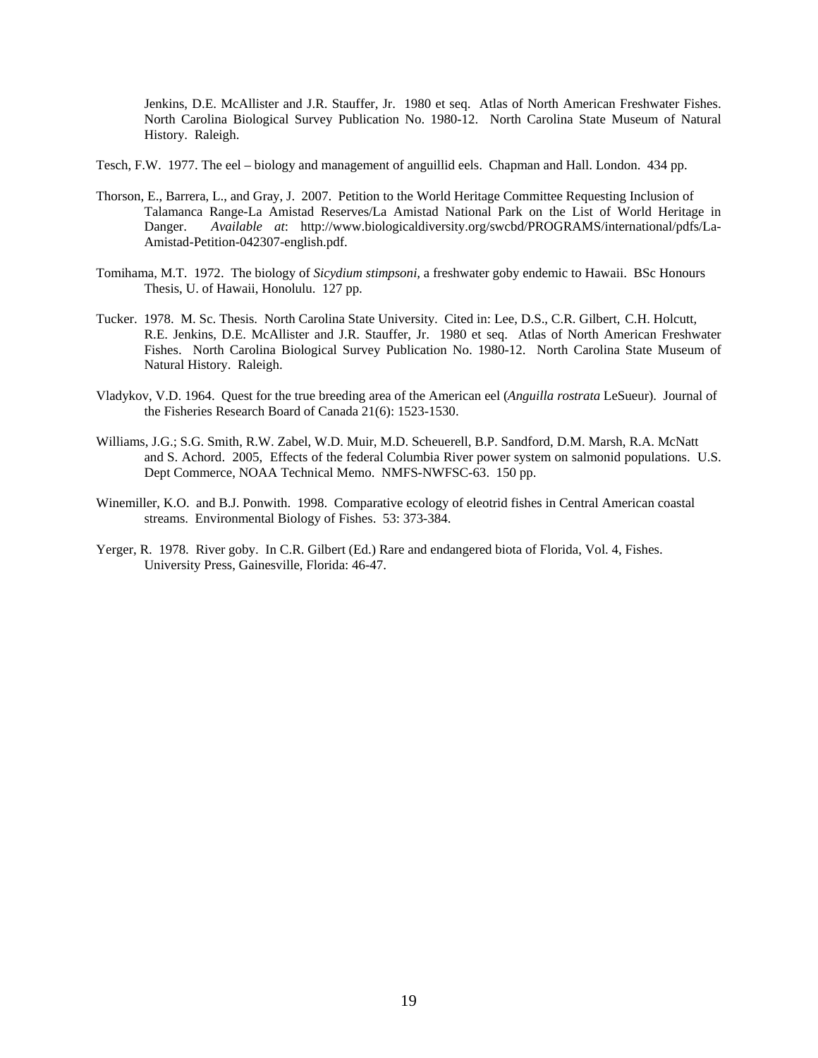Jenkins, D.E. McAllister and J.R. Stauffer, Jr. 1980 et seq. Atlas of North American Freshwater Fishes. North Carolina Biological Survey Publication No. 1980-12. North Carolina State Museum of Natural History. Raleigh.

Tesch, F.W. 1977. The eel – biology and management of anguillid eels. Chapman and Hall. London. 434 pp.

Thorson, E., Barrera, L., and Gray, J. 2007. Petition to the World Heritage Committee Requesting Inclusion of Talamanca Range-La Amistad Reserves/La Amistad National Park on the List of World Heritage in Danger. *Available at*: http://www.biologicaldiversity.org/swcbd/PROGRAMS/international/pdfs/La-Amistad-Petition-042307-english.pdf.

Tomihama, M.T. 1972. The biology of *Sicydium stimpsoni,* a freshwater goby endemic to Hawaii. BSc Honours Thesis, U. of Hawaii, Honolulu. 127 pp.

Tucker. 1978. M. Sc. Thesis. North Carolina State University. Cited in: Lee, D.S., C.R. Gilbert, C.H. Holcutt, R.E. Jenkins, D.E. McAllister and J.R. Stauffer, Jr. 1980 et seq. Atlas of North American Freshwater Fishes. North Carolina Biological Survey Publication No. 1980-12. North Carolina State Museum of Natural History. Raleigh.

Vladykov, V.D. 1964. Quest for the true breeding area of the American eel (*Anguilla rostrata* LeSueur). Journal of the Fisheries Research Board of Canada 21(6): 1523-1530.

Williams, J.G.; S.G. Smith, R.W. Zabel, W.D. Muir, M.D. Scheuerell, B.P. Sandford, D.M. Marsh, R.A. McNatt and S. Achord. 2005, Effects of the federal Columbia River power system on salmonid populations. U.S. Dept Commerce, NOAA Technical Memo. NMFS-NWFSC-63. 150 pp.

Winemiller, K.O. and B.J. Ponwith. 1998. Comparative ecology of eleotrid fishes in Central American coastal streams. Environmental Biology of Fishes. 53: 373-384.

Yerger, R. 1978. River goby. In C.R. Gilbert (Ed.) Rare and endangered biota of Florida, Vol. 4, Fishes. University Press, Gainesville, Florida: 46-47.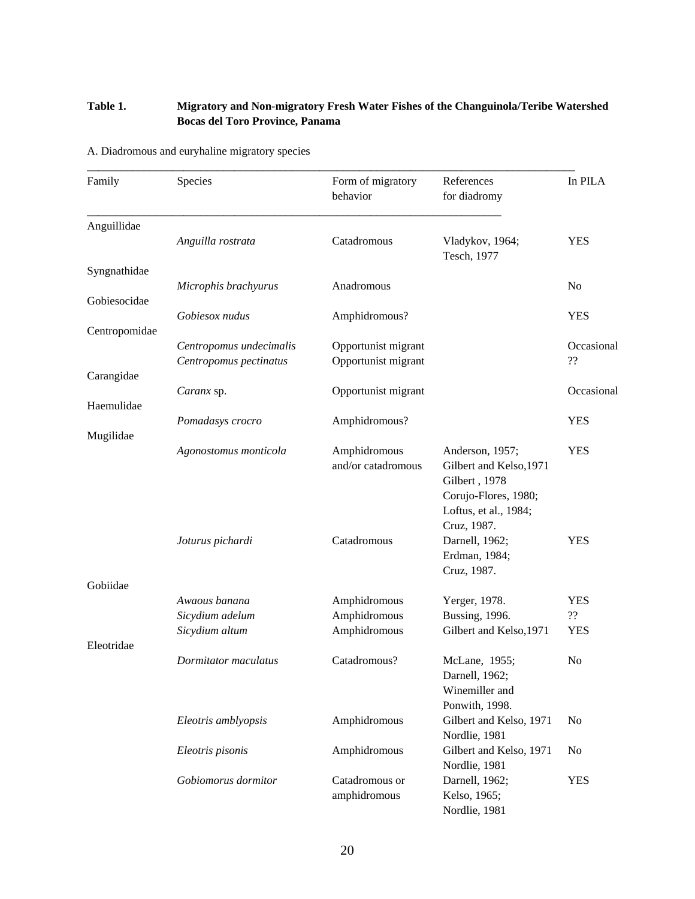**Table 1.** **Migratory and Non-migratory Fresh Water Fishes of the Changuinola/Teribe Watershed Bocas del Toro Province, Panama**

A. Diadromous and euryhaline migratory species

| Family | Species | Form of migratory behavior | References for diadromy | In PILA |
|---|---|---|---|---|
| Anguillidae | | | | |
| | *Anguilla rostrata* | Catadromous | Vladykov, 1964; Tesch, 1977 | YES |
| Syngnathidae | | | | |
| | *Microphis brachyurus* | Anadromous | | No |
| Gobiesocidae | | | | |
| | *Gobiesox nudus* | Amphidromous? | | YES |
| Centropomidae | | | | |
| | *Centropomus undecimalis* | Opportunist migrant | | Occasional |
| | *Centropomus pectinatus* | Opportunist migrant | | ?? |
| Carangidae | | | | |
| | *Caranx* sp. | Opportunist migrant | | Occasional |
| Haemulidae | | | | |
| | *Pomadasys crocro* | Amphidromous? | | YES |
| Mugilidae | | | | |
| | *Agonostomus monticola* | Amphidromous and/or catadromous | Anderson, 1957; Gilbert and Kelso,1971 Gilbert , 1978 Corujo-Flores, 1980; Loftus, et al., 1984; Cruz, 1987. | YES |
| | *Joturus pichardi* | Catadromous | Darnell, 1962; Erdman, 1984; Cruz, 1987. | YES |
| Gobiidae | | | | |
| | *Awaous banana* | Amphidromous | Yerger, 1978. | YES |
| | *Sicydium adelum* | Amphidromous | Bussing, 1996. | ?? |
| | *Sicydium altum* | Amphidromous | Gilbert and Kelso,1971 | YES |
| Eleotridae | | | | |
| | *Dormitator maculatus* | Catadromous? | McLane, 1955; Darnell, 1962; Winemiller and Ponwith, 1998. | No |
| | *Eleotris amblyopsis* | Amphidromous | Gilbert and Kelso, 1971 Nordlie, 1981 | No |
| | *Eleotris pisonis* | Amphidromous | Gilbert and Kelso, 1971 Nordlie, 1981 | No |
| | *Gobiomorus dormitor* | Catadromous or amphidromous | Darnell, 1962; Kelso, 1965; Nordlie, 1981 | YES |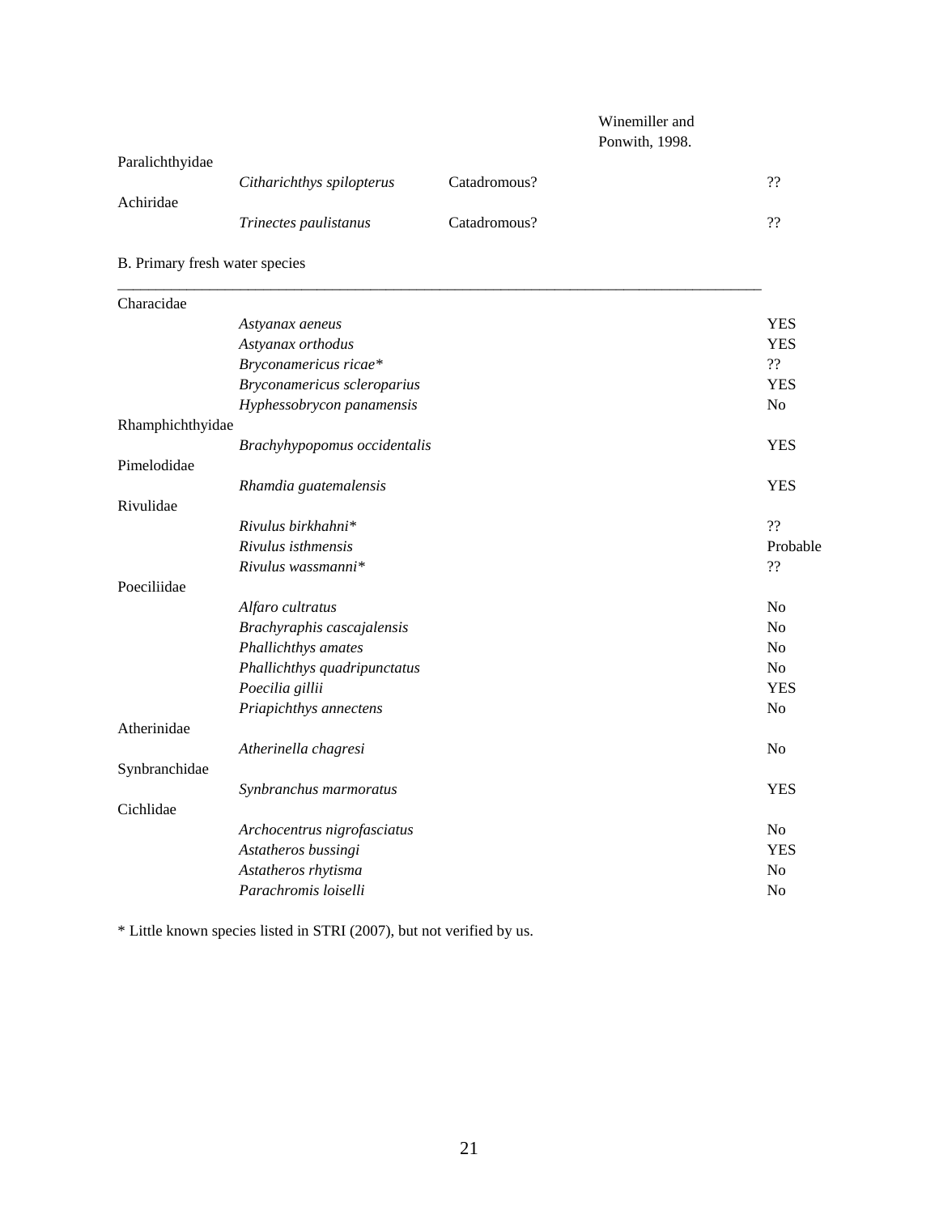| | | | Winemiller and Ponwith, 1998. | |
|---|---|---|---|---|
| Paralichthyidae | | | | |
| | *Citharichthys spilopterus* | Catadromous? | | ?? |
| Achiridae | | | | |
| | *Trinectes paulistanus* | Catadromous? | | ?? |

B. Primary fresh water species

| | | |
|---|---|---|
| Characidae | | |
| | *Astyanax aeneus* | YES |
| | *Astyanax orthodus* | YES |
| | *Bryconamericus ricae** | ?? |
| | *Bryconamericus scleroparius* | YES |
| | *Hyphessobrycon panamensis* | No |
| Rhamphichthyidae | | |
| | *Brachyhypopomus occidentalis* | YES |
| Pimelodidae | | |
| | *Rhamdia guatemalensis* | YES |
| Rivulidae | | |
| | *Rivulus birkhahni** | ?? |
| | *Rivulus isthmensis* | Probable |
| | *Rivulus wassmanni** | ?? |
| Poeciliidae | | |
| | *Alfaro cultratus* | No |
| | *Brachyraphis cascajalensis* | No |
| | *Phallichthys amates* | No |
| | *Phallichthys quadripunctatus* | No |
| | *Poecilia gillii* | YES |
| | *Priapichthys annectens* | No |
| Atherinidae | | |
| | *Atherinella chagresi* | No |
| Synbranchidae | | |
| | *Synbranchus marmoratus* | YES |
| Cichlidae | | |
| | *Archocentrus nigrofasciatus* | No |
| | *Astatheros bussingi* | YES |
| | *Astatheros rhytisma* | No |
| | *Parachromis loiselli* | No |

* Little known species listed in STRI (2007), but not verified by us.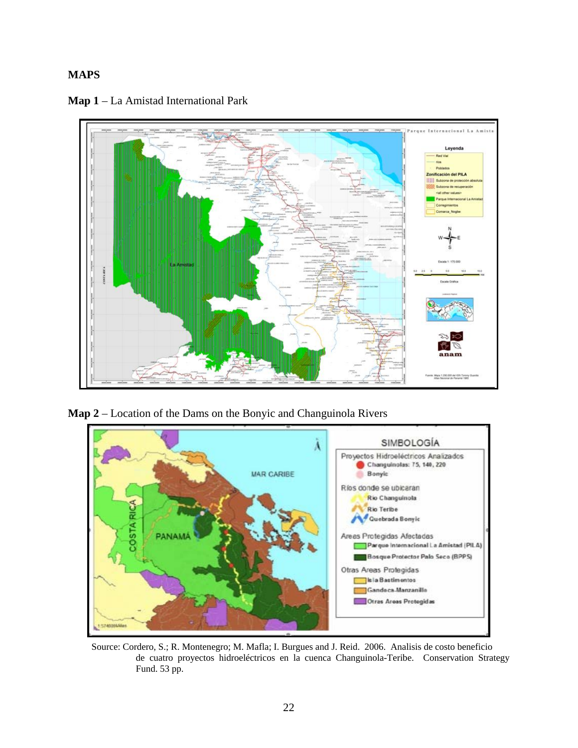# MAPS

**Map 1** – La Amistad International Park

**Map 2** – Location of the Dams on the Bonyic and Changuinola Rivers

Source: Cordero, S.; R. Montenegro; M. Mafla; I. Burgues and J. Reid. 2006. Analisis de costo beneficio de cuatro proyectos hidroeléctricos en la cuenca Changuinola-Teribe. Conservation Strategy Fund. 53 pp.